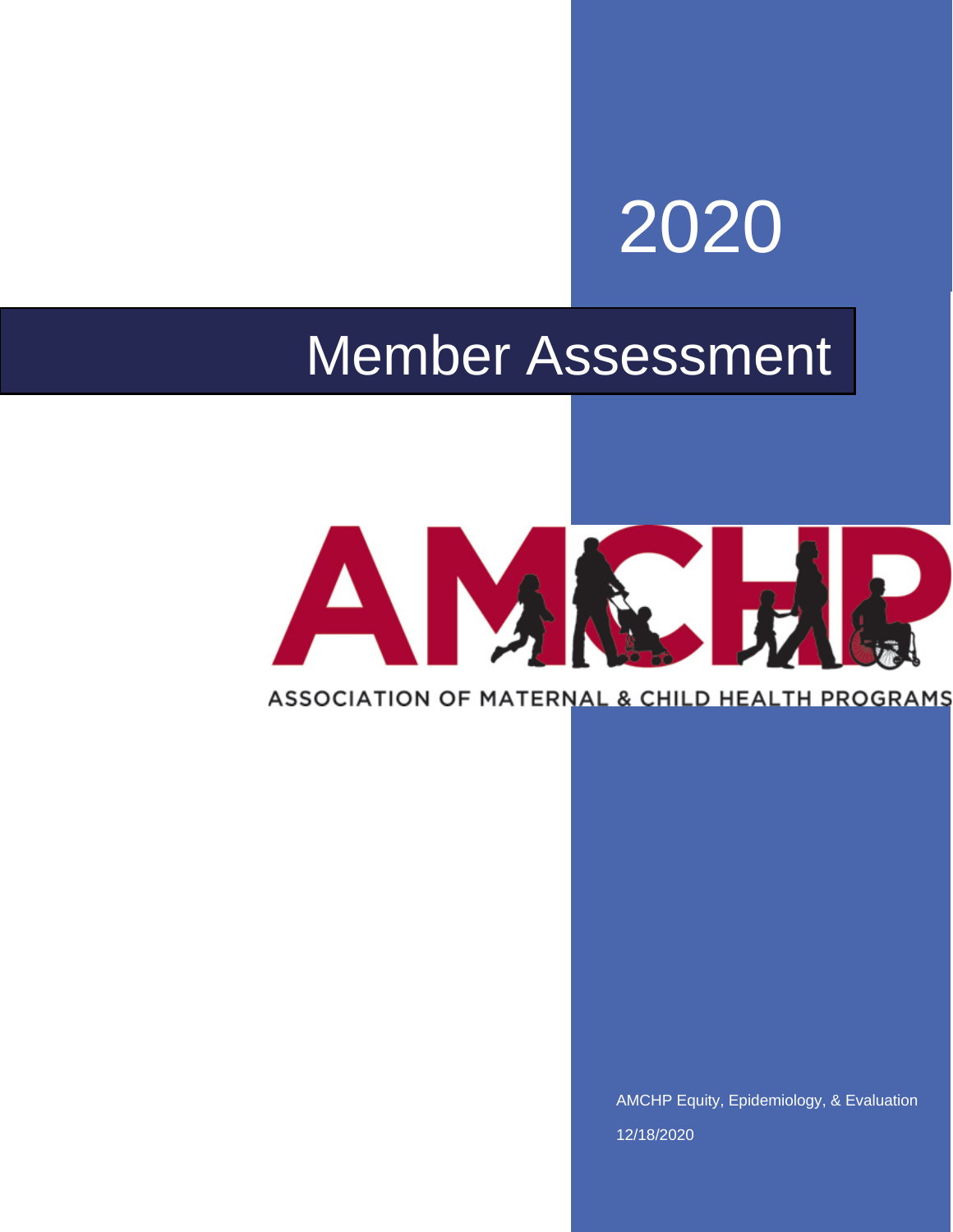# 2020

# Member Assessment

AMCHP

ASSOCIATION OF MATERNAL & CHILD HEALTH PROGRAMS

AMCHP Equity, Epidemiology, & Evaluation

12/18/2020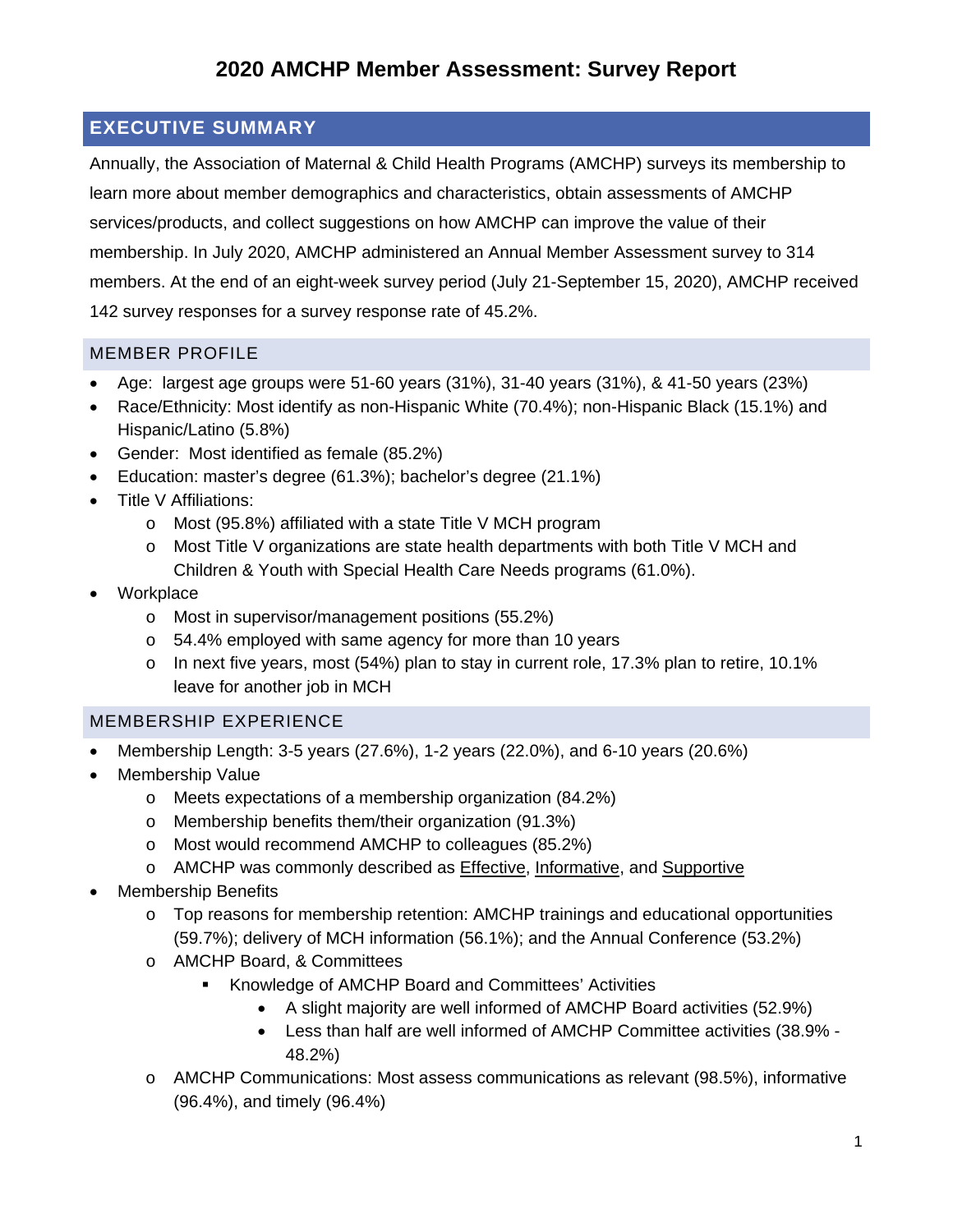# 2020 AMCHP Member Assessment: Survey Report

## EXECUTIVE SUMMARY

Annually, the Association of Maternal & Child Health Programs (AMCHP) surveys its membership to learn more about member demographics and characteristics, obtain assessments of AMCHP services/products, and collect suggestions on how AMCHP can improve the value of their membership. In July 2020, AMCHP administered an Annual Member Assessment survey to 314 members. At the end of an eight-week survey period (July 21-September 15, 2020), AMCHP received 142 survey responses for a survey response rate of 45.2%.

### MEMBER PROFILE

- Age: largest age groups were 51-60 years (31%), 31-40 years (31%), & 41-50 years (23%)
- Race/Ethnicity: Most identify as non-Hispanic White (70.4%); non-Hispanic Black (15.1%) and Hispanic/Latino (5.8%)
- Gender: Most identified as female (85.2%)
- Education: master's degree (61.3%); bachelor's degree (21.1%)
- Title V Affiliations:
  - Most (95.8%) affiliated with a state Title V MCH program
  - Most Title V organizations are state health departments with both Title V MCH and Children & Youth with Special Health Care Needs programs (61.0%).
- Workplace
  - Most in supervisor/management positions (55.2%)
  - 54.4% employed with same agency for more than 10 years
  - In next five years, most (54%) plan to stay in current role, 17.3% plan to retire, 10.1% leave for another job in MCH

### MEMBERSHIP EXPERIENCE

- Membership Length: 3-5 years (27.6%), 1-2 years (22.0%), and 6-10 years (20.6%)
- Membership Value
  - Meets expectations of a membership organization (84.2%)
  - Membership benefits them/their organization (91.3%)
  - Most would recommend AMCHP to colleagues (85.2%)
  - AMCHP was commonly described as <u>Effective</u>, <u>Informative</u>, and <u>Supportive</u>
- Membership Benefits
  - Top reasons for membership retention: AMCHP trainings and educational opportunities (59.7%); delivery of MCH information (56.1%); and the Annual Conference (53.2%)
  - AMCHP Board, & Committees
    - Knowledge of AMCHP Board and Committees' Activities
      - A slight majority are well informed of AMCHP Board activities (52.9%)
      - Less than half are well informed of AMCHP Committee activities (38.9% - 48.2%)
  - AMCHP Communications: Most assess communications as relevant (98.5%), informative (96.4%), and timely (96.4%)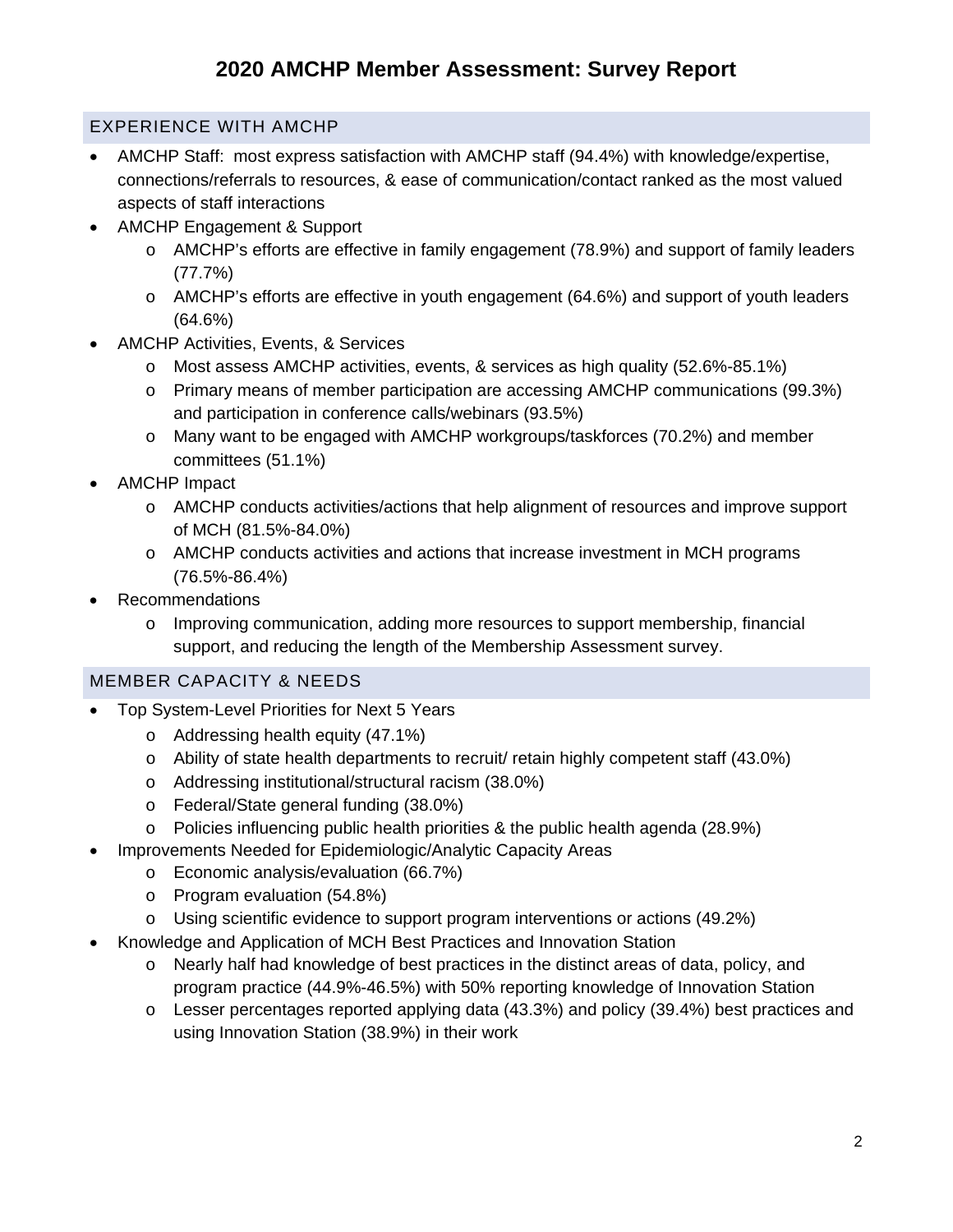# 2020 AMCHP Member Assessment: Survey Report

## EXPERIENCE WITH AMCHP

- AMCHP Staff: most express satisfaction with AMCHP staff (94.4%) with knowledge/expertise, connections/referrals to resources, & ease of communication/contact ranked as the most valued aspects of staff interactions
- AMCHP Engagement & Support
  - AMCHP's efforts are effective in family engagement (78.9%) and support of family leaders (77.7%)
  - AMCHP's efforts are effective in youth engagement (64.6%) and support of youth leaders (64.6%)
- AMCHP Activities, Events, & Services
  - Most assess AMCHP activities, events, & services as high quality (52.6%-85.1%)
  - Primary means of member participation are accessing AMCHP communications (99.3%) and participation in conference calls/webinars (93.5%)
  - Many want to be engaged with AMCHP workgroups/taskforces (70.2%) and member committees (51.1%)
- AMCHP Impact
  - AMCHP conducts activities/actions that help alignment of resources and improve support of MCH (81.5%-84.0%)
  - AMCHP conducts activities and actions that increase investment in MCH programs (76.5%-86.4%)
- Recommendations
  - Improving communication, adding more resources to support membership, financial support, and reducing the length of the Membership Assessment survey.

## MEMBER CAPACITY & NEEDS

- Top System-Level Priorities for Next 5 Years
  - Addressing health equity (47.1%)
  - Ability of state health departments to recruit/ retain highly competent staff (43.0%)
  - Addressing institutional/structural racism (38.0%)
  - Federal/State general funding (38.0%)
  - Policies influencing public health priorities & the public health agenda (28.9%)
- Improvements Needed for Epidemiologic/Analytic Capacity Areas
  - Economic analysis/evaluation (66.7%)
  - Program evaluation (54.8%)
  - Using scientific evidence to support program interventions or actions (49.2%)
- Knowledge and Application of MCH Best Practices and Innovation Station
  - Nearly half had knowledge of best practices in the distinct areas of data, policy, and program practice (44.9%-46.5%) with 50% reporting knowledge of Innovation Station
  - Lesser percentages reported applying data (43.3%) and policy (39.4%) best practices and using Innovation Station (38.9%) in their work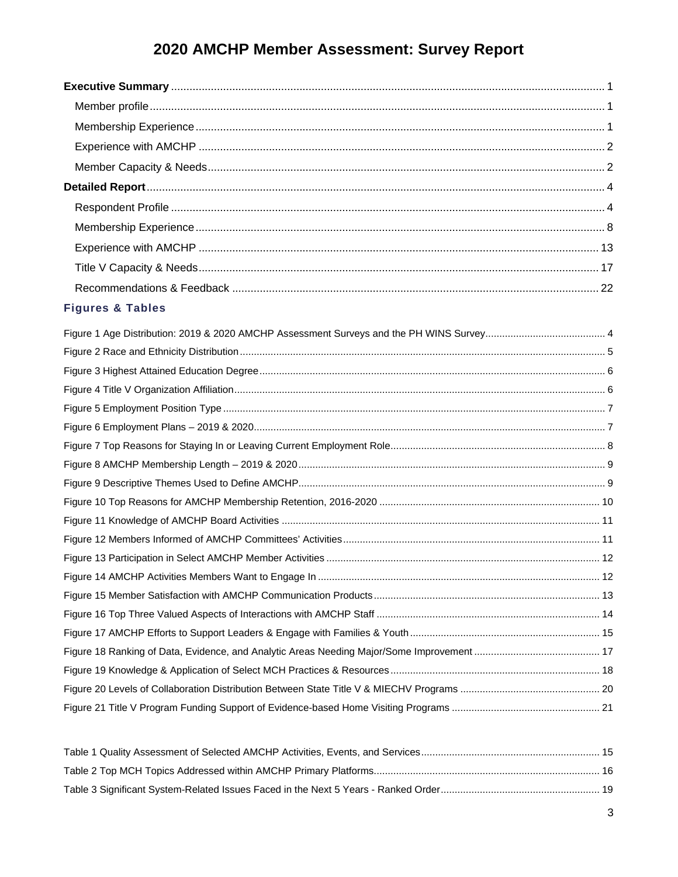# 2020 AMCHP Member Assessment: Survey Report

**Executive Summary** ........................................................................................................ 1

- Member profile ........................................................................................................ 1
- Membership Experience ........................................................................................................ 1
- Experience with AMCHP ........................................................................................................ 2
- Member Capacity & Needs ........................................................................................................ 2

**Detailed Report** ........................................................................................................ 4

- Respondent Profile ........................................................................................................ 4
- Membership Experience ........................................................................................................ 8
- Experience with AMCHP ........................................................................................................ 13
- Title V Capacity & Needs ........................................................................................................ 17
- Recommendations & Feedback ........................................................................................................ 22

## Figures & Tables

Figure 1 Age Distribution: 2019 & 2020 AMCHP Assessment Surveys and the PH WINS Survey ........ 4

Figure 2 Race and Ethnicity Distribution ........ 5

Figure 3 Highest Attained Education Degree ........ 6

Figure 4 Title V Organization Affiliation ........ 6

Figure 5 Employment Position Type ........ 7

Figure 6 Employment Plans – 2019 & 2020 ........ 7

Figure 7 Top Reasons for Staying In or Leaving Current Employment Role ........ 8

Figure 8 AMCHP Membership Length – 2019 & 2020 ........ 9

Figure 9 Descriptive Themes Used to Define AMCHP ........ 9

Figure 10 Top Reasons for AMCHP Membership Retention, 2016-2020 ........ 10

Figure 11 Knowledge of AMCHP Board Activities ........ 11

Figure 12 Members Informed of AMCHP Committees' Activities ........ 11

Figure 13 Participation in Select AMCHP Member Activities ........ 12

Figure 14 AMCHP Activities Members Want to Engage In ........ 12

Figure 15 Member Satisfaction with AMCHP Communication Products ........ 13

Figure 16 Top Three Valued Aspects of Interactions with AMCHP Staff ........ 14

Figure 17 AMCHP Efforts to Support Leaders & Engage with Families & Youth ........ 15

Figure 18 Ranking of Data, Evidence, and Analytic Areas Needing Major/Some Improvement ........ 17

Figure 19 Knowledge & Application of Select MCH Practices & Resources ........ 18

Figure 20 Levels of Collaboration Distribution Between State Title V & MIECHV Programs ........ 20

Figure 21 Title V Program Funding Support of Evidence-based Home Visiting Programs ........ 21

Table 1 Quality Assessment of Selected AMCHP Activities, Events, and Services ........ 15

Table 2 Top MCH Topics Addressed within AMCHP Primary Platforms ........ 16

Table 3 Significant System-Related Issues Faced in the Next 5 Years - Ranked Order ........ 19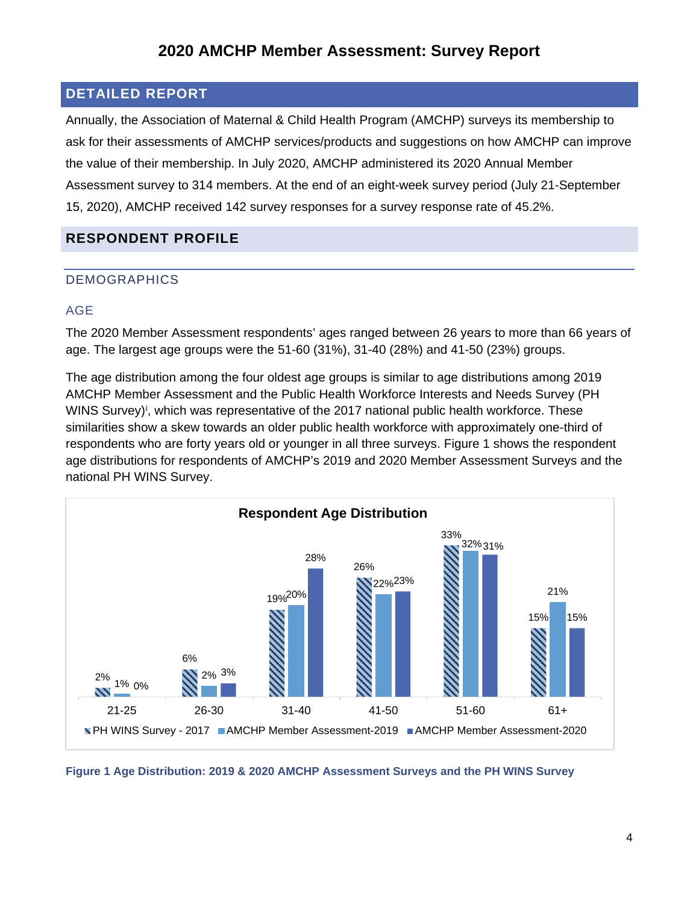## DETAILED REPORT

Annually, the Association of Maternal & Child Health Program (AMCHP) surveys its membership to ask for their assessments of AMCHP services/products and suggestions on how AMCHP can improve the value of their membership. In July 2020, AMCHP administered its 2020 Annual Member Assessment survey to 314 members. At the end of an eight-week survey period (July 21-September 15, 2020), AMCHP received 142 survey responses for a survey response rate of 45.2%.

## RESPONDENT PROFILE

### DEMOGRAPHICS

#### AGE

The 2020 Member Assessment respondents' ages ranged between 26 years to more than 66 years of age. The largest age groups were the 51-60 (31%), 31-40 (28%) and 41-50 (23%) groups.

The age distribution among the four oldest age groups is similar to age distributions among 2019 AMCHP Member Assessment and the Public Health Workforce Interests and Needs Survey (PH WINS Survey)[i], which was representative of the 2017 national public health workforce. These similarities show a skew towards an older public health workforce with approximately one-third of respondents who are forty years old or younger in all three surveys. Figure 1 shows the respondent age distributions for respondents of AMCHP's 2019 and 2020 Member Assessment Surveys and the national PH WINS Survey.

**Respondent Age Distribution**

| Age | PH WINS Survey - 2017 | AMCHP Member Assessment-2019 | AMCHP Member Assessment-2020 |
|---|---|---|---|
| 21-25 | 2% | 1% | 0% |
| 26-30 | 6% | 2% | 3% |
| 31-40 | 19% | 20% | 28% |
| 41-50 | 26% | 22% | 23% |
| 51-60 | 33% | 32% | 31% |
| 61+ | 15% | 21% | 15% |

**Figure 1 Age Distribution: 2019 & 2020 AMCHP Assessment Surveys and the PH WINS Survey**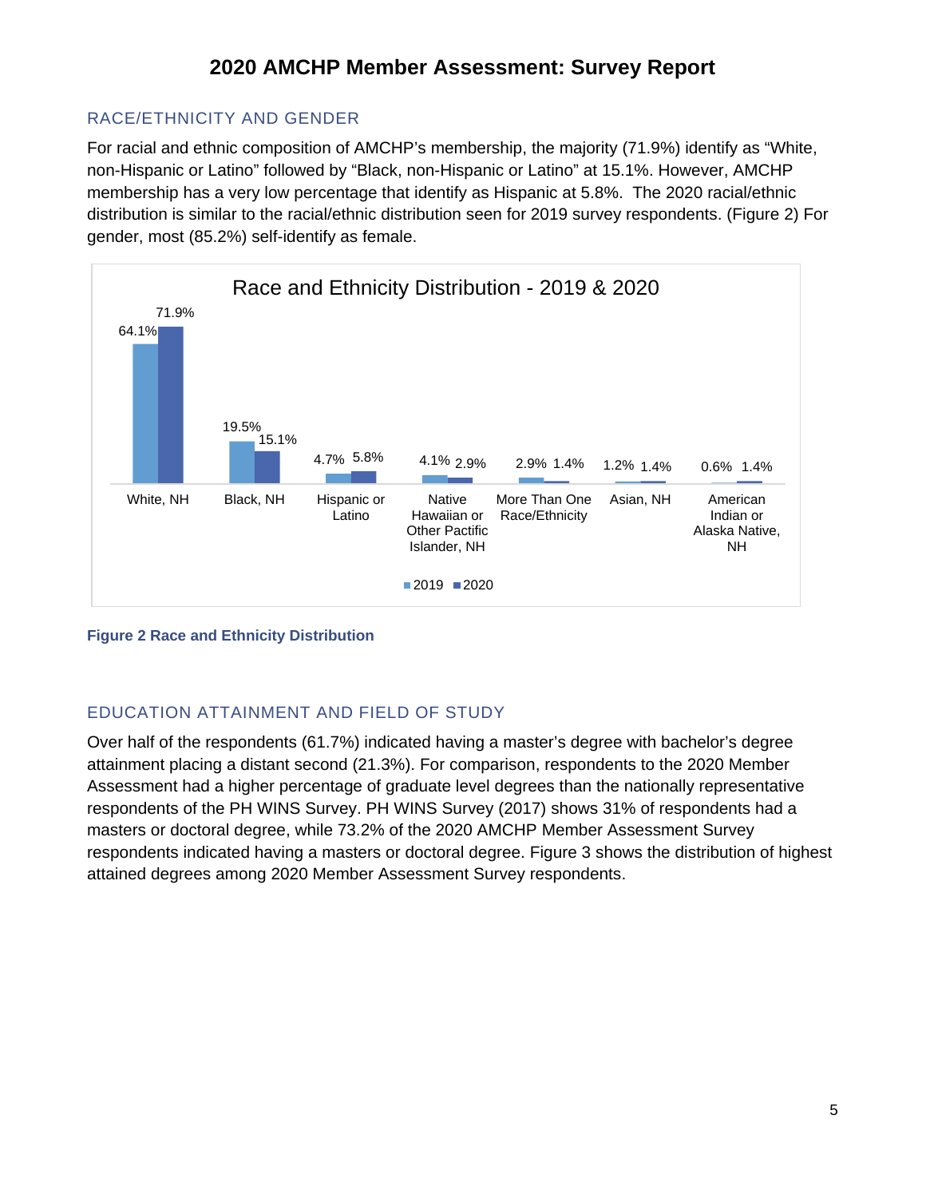## RACE/ETHNICITY AND GENDER

For racial and ethnic composition of AMCHP's membership, the majority (71.9%) identify as "White, non-Hispanic or Latino" followed by "Black, non-Hispanic or Latino" at 15.1%. However, AMCHP membership has a very low percentage that identify as Hispanic at 5.8%. The 2020 racial/ethnic distribution is similar to the racial/ethnic distribution seen for 2019 survey respondents. (Figure 2) For gender, most (85.2%) self-identify as female.

**Race and Ethnicity Distribution - 2019 & 2020**

| | 2019 | 2020 |
|---|---|---|
| White, NH | 64.1% | 71.9% |
| Black, NH | 19.5% | 15.1% |
| Hispanic or Latino | 4.7% | 5.8% |
| Native Hawaiian or Other Pacific Islander, NH | 4.1% | 2.9% |
| More Than One Race/Ethnicity | 2.9% | 1.4% |
| Asian, NH | 1.2% | 1.4% |
| American Indian or Alaska Native, NH | 0.6% | 1.4% |

**Figure 2 Race and Ethnicity Distribution**

## EDUCATION ATTAINMENT AND FIELD OF STUDY

Over half of the respondents (61.7%) indicated having a master's degree with bachelor's degree attainment placing a distant second (21.3%). For comparison, respondents to the 2020 Member Assessment had a higher percentage of graduate level degrees than the nationally representative respondents of the PH WINS Survey. PH WINS Survey (2017) shows 31% of respondents had a masters or doctoral degree, while 73.2% of the 2020 AMCHP Member Assessment Survey respondents indicated having a masters or doctoral degree. Figure 3 shows the distribution of highest attained degrees among 2020 Member Assessment Survey respondents.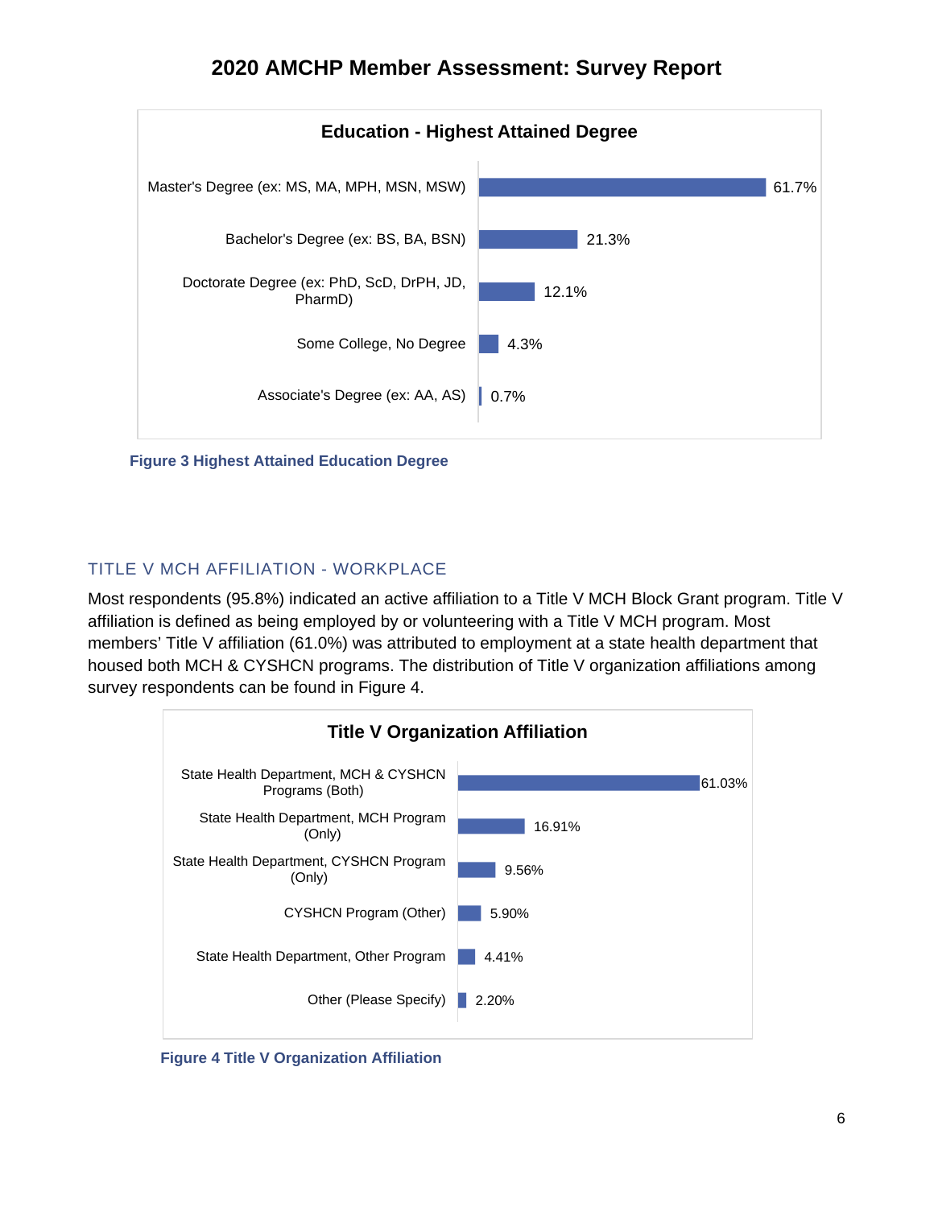**Education - Highest Attained Degree**

| Degree | Percent |
|---|---|
| Master's Degree (ex: MS, MA, MPH, MSN, MSW) | 61.7% |
| Bachelor's Degree (ex: BS, BA, BSN) | 21.3% |
| Doctorate Degree (ex: PhD, ScD, DrPH, JD, PharmD) | 12.1% |
| Some College, No Degree | 4.3% |
| Associate's Degree (ex: AA, AS) | 0.7% |

**Figure 3 Highest Attained Education Degree**

## TITLE V MCH AFFILIATION - WORKPLACE

Most respondents (95.8%) indicated an active affiliation to a Title V MCH Block Grant program. Title V affiliation is defined as being employed by or volunteering with a Title V MCH program. Most members' Title V affiliation (61.0%) was attributed to employment at a state health department that housed both MCH & CYSHCN programs. The distribution of Title V organization affiliations among survey respondents can be found in Figure 4.

**Title V Organization Affiliation**

| Affiliation | Percent |
|---|---|
| State Health Department, MCH & CYSHCN Programs (Both) | 61.03% |
| State Health Department, MCH Program (Only) | 16.91% |
| State Health Department, CYSHCN Program (Only) | 9.56% |
| CYSHCN Program (Other) | 5.90% |
| State Health Department, Other Program | 4.41% |
| Other (Please Specify) | 2.20% |

**Figure 4 Title V Organization Affiliation**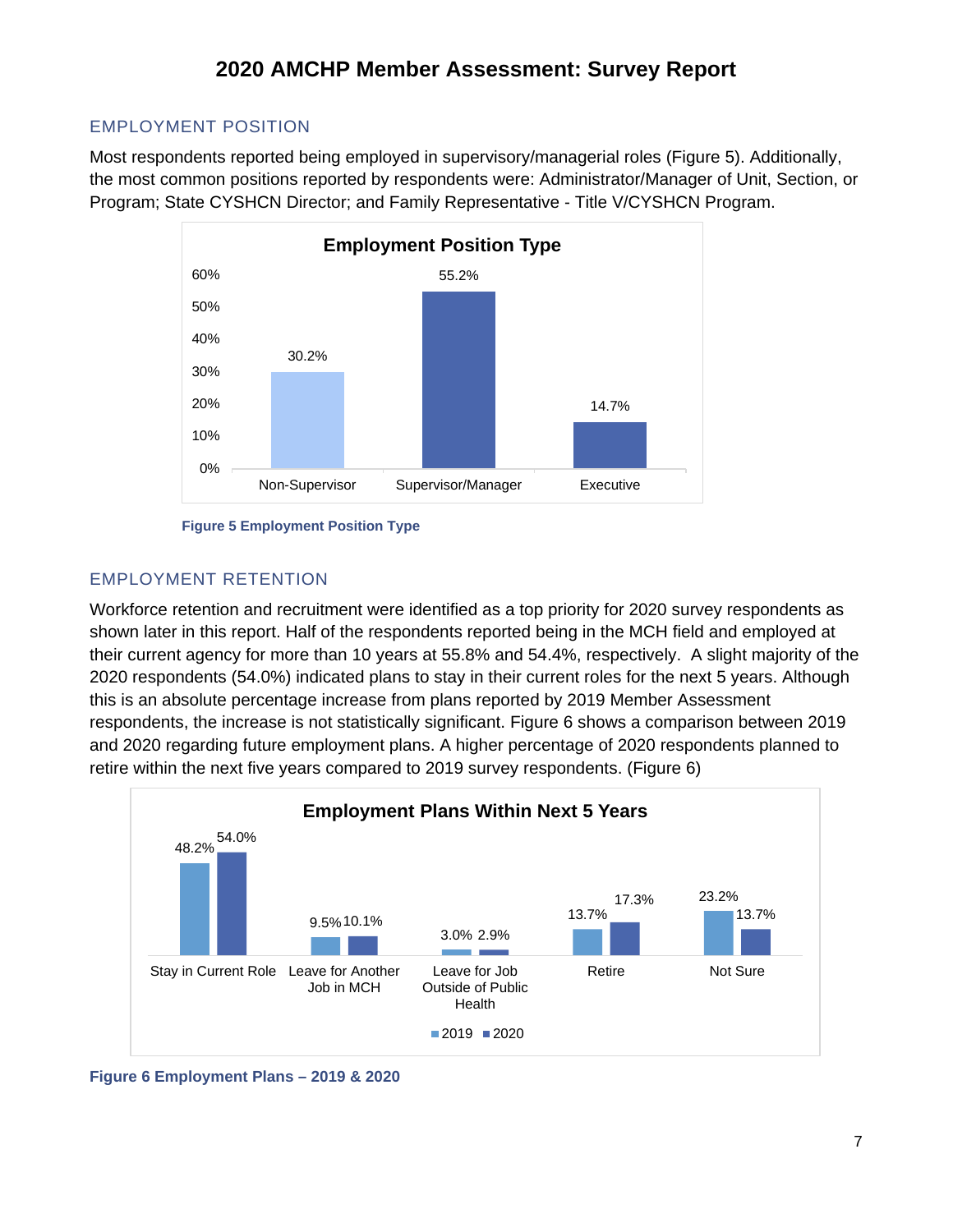# 2020 AMCHP Member Assessment: Survey Report

## EMPLOYMENT POSITION

Most respondents reported being employed in supervisory/managerial roles (Figure 5). Additionally, the most common positions reported by respondents were: Administrator/Manager of Unit, Section, or Program; State CYSHCN Director; and Family Representative - Title V/CYSHCN Program.

**Employment Position Type**

| Position | Percentage |
|---|---|
| Non-Supervisor | 30.2% |
| Supervisor/Manager | 55.2% |
| Executive | 14.7% |

**Figure 5 Employment Position Type**

## EMPLOYMENT RETENTION

Workforce retention and recruitment were identified as a top priority for 2020 survey respondents as shown later in this report. Half of the respondents reported being in the MCH field and employed at their current agency for more than 10 years at 55.8% and 54.4%, respectively. A slight majority of the 2020 respondents (54.0%) indicated plans to stay in their current roles for the next 5 years. Although this is an absolute percentage increase from plans reported by 2019 Member Assessment respondents, the increase is not statistically significant. Figure 6 shows a comparison between 2019 and 2020 regarding future employment plans. A higher percentage of 2020 respondents planned to retire within the next five years compared to 2019 survey respondents. (Figure 6)

**Employment Plans Within Next 5 Years**

| Plan | 2019 | 2020 |
|---|---|---|
| Stay in Current Role | 48.2% | 54.0% |
| Leave for Another Job in MCH | 9.5% | 10.1% |
| Leave for Job Outside of Public Health | 3.0% | 2.9% |
| Retire | 13.7% | 17.3% |
| Not Sure | 23.2% | 13.7% |

**Figure 6 Employment Plans – 2019 & 2020**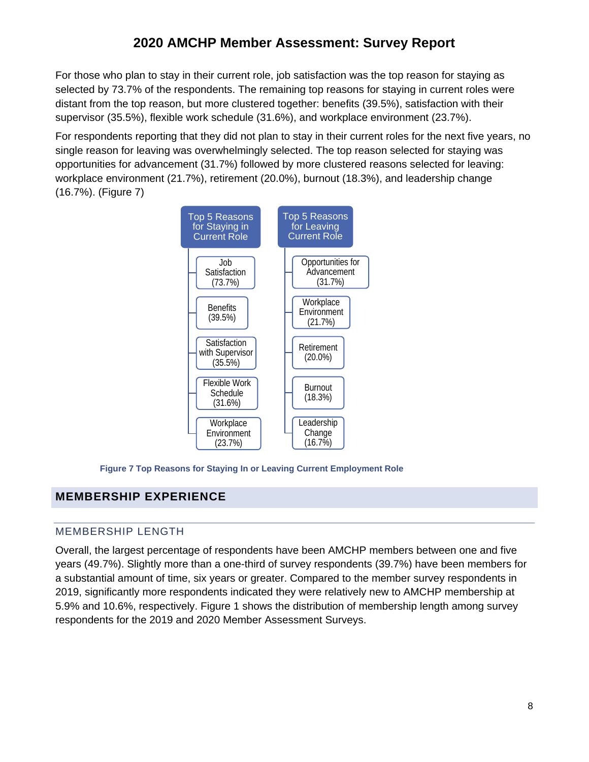For those who plan to stay in their current role, job satisfaction was the top reason for staying as selected by 73.7% of the respondents. The remaining top reasons for staying in current roles were distant from the top reason, but more clustered together: benefits (39.5%), satisfaction with their supervisor (35.5%), flexible work schedule (31.6%), and workplace environment (23.7%).

For respondents reporting that they did not plan to stay in their current roles for the next five years, no single reason for leaving was overwhelmingly selected. The top reason selected for staying was opportunities for advancement (31.7%) followed by more clustered reasons selected for leaving: workplace environment (21.7%), retirement (20.0%), burnout (18.3%), and leadership change (16.7%). (Figure 7)

| Top 5 Reasons for Staying in Current Role | Top 5 Reasons for Leaving Current Role |
|---|---|
| Job Satisfaction (73.7%) | Opportunities for Advancement (31.7%) |
| Benefits (39.5%) | Workplace Environment (21.7%) |
| Satisfaction with Supervisor (35.5%) | Retirement (20.0%) |
| Flexible Work Schedule (31.6%) | Burnout (18.3%) |
| Workplace Environment (23.7%) | Leadership Change (16.7%) |

**Figure 7 Top Reasons for Staying In or Leaving Current Employment Role**

## MEMBERSHIP EXPERIENCE

### MEMBERSHIP LENGTH

Overall, the largest percentage of respondents have been AMCHP members between one and five years (49.7%). Slightly more than a one-third of survey respondents (39.7%) have been members for a substantial amount of time, six years or greater. Compared to the member survey respondents in 2019, significantly more respondents indicated they were relatively new to AMCHP membership at 5.9% and 10.6%, respectively. Figure 1 shows the distribution of membership length among survey respondents for the 2019 and 2020 Member Assessment Surveys.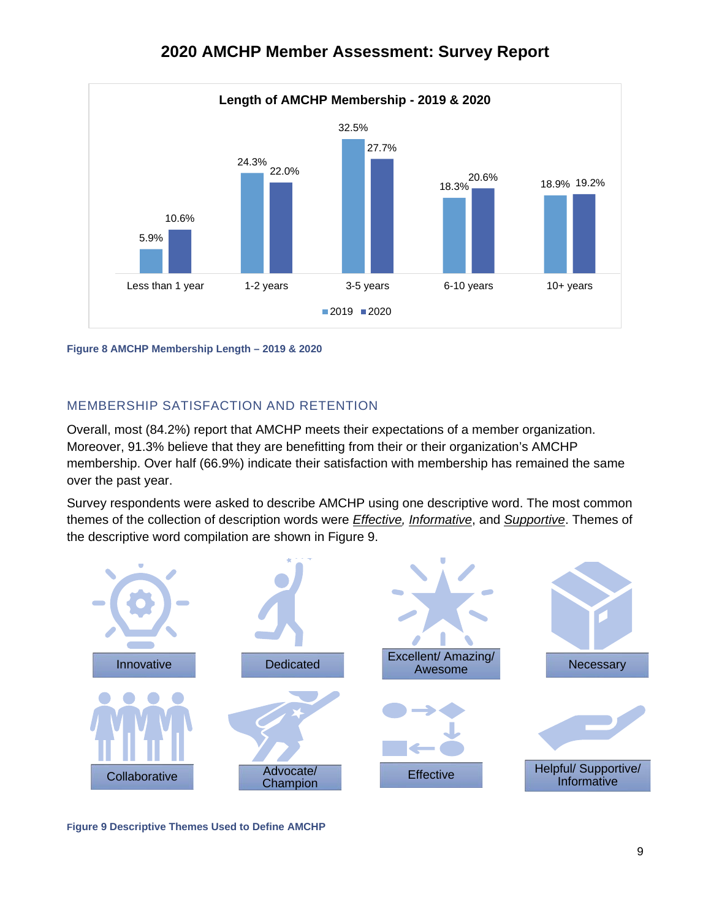# 2020 AMCHP Member Assessment: Survey Report

**Length of AMCHP Membership - 2019 & 2020**

| | 2019 | 2020 |
|---|---|---|
| Less than 1 year | 5.9% | 10.6% |
| 1-2 years | 24.3% | 22.0% |
| 3-5 years | 32.5% | 27.7% |
| 6-10 years | 18.3% | 20.6% |
| 10+ years | 18.9% | 19.2% |

**Figure 8 AMCHP Membership Length – 2019 & 2020**

## MEMBERSHIP SATISFACTION AND RETENTION

Overall, most (84.2%) report that AMCHP meets their expectations of a member organization. Moreover, 91.3% believe that they are benefitting from their or their organization's AMCHP membership. Over half (66.9%) indicate their satisfaction with membership has remained the same over the past year.

Survey respondents were asked to describe AMCHP using one descriptive word. The most common themes of the collection of description words were *Effective*, *Informative*, and *Supportive*. Themes of the descriptive word compilation are shown in Figure 9.

Innovative | Dedicated | Excellent/ Amazing/ Awesome | Necessary

Collaborative | Advocate/ Champion | Effective | Helpful/ Supportive/ Informative

**Figure 9 Descriptive Themes Used to Define AMCHP**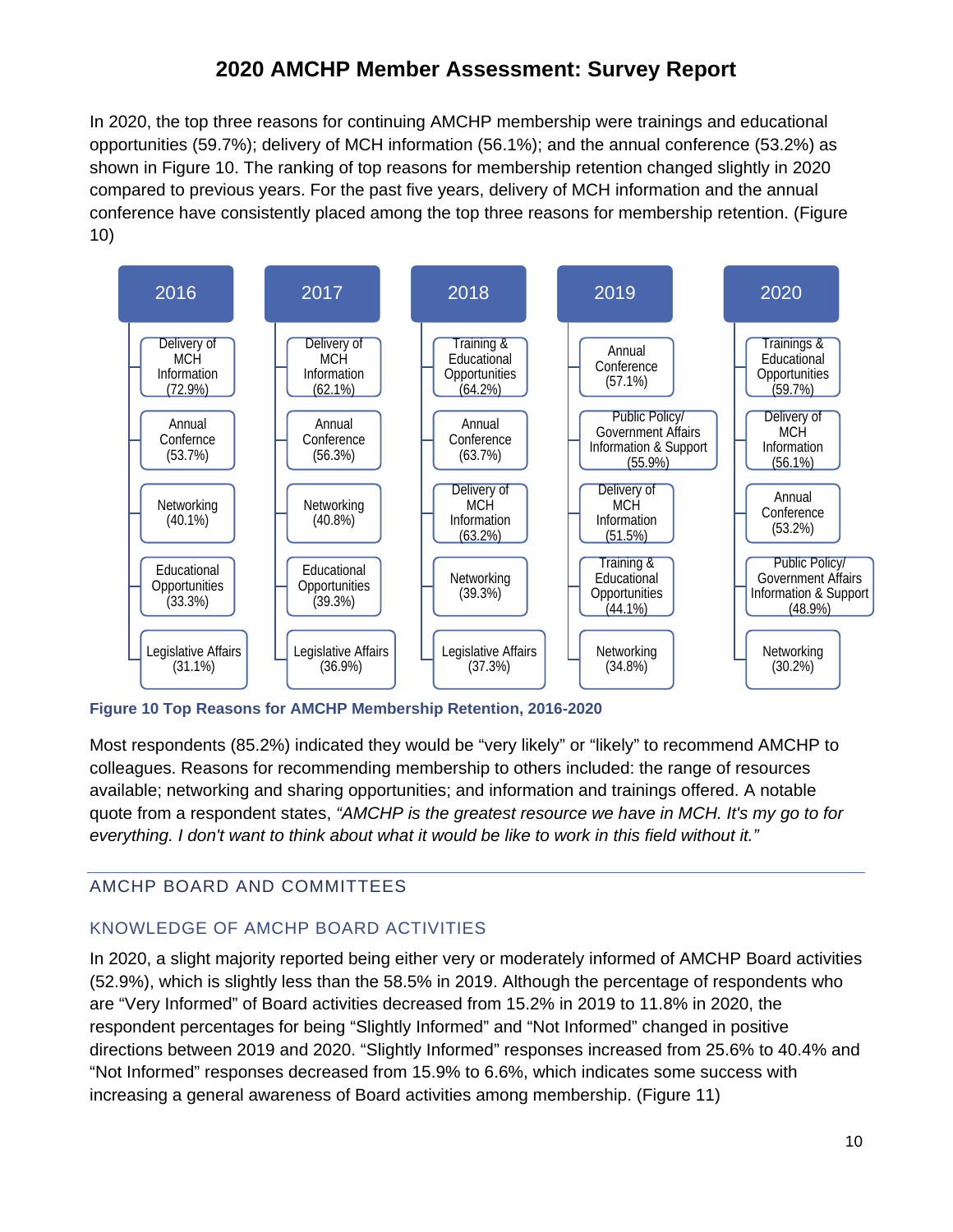# 2020 AMCHP Member Assessment: Survey Report

In 2020, the top three reasons for continuing AMCHP membership were trainings and educational opportunities (59.7%); delivery of MCH information (56.1%); and the annual conference (53.2%) as shown in Figure 10. The ranking of top reasons for membership retention changed slightly in 2020 compared to previous years. For the past five years, delivery of MCH information and the annual conference have consistently placed among the top three reasons for membership retention. (Figure 10)

| 2016 | 2017 | 2018 | 2019 | 2020 |
|---|---|---|---|---|
| Delivery of MCH Information (72.9%) | Delivery of MCH Information (62.1%) | Training & Educational Opportunities (64.2%) | Annual Conference (57.1%) | Trainings & Educational Opportunities (59.7%) |
| Annual Confernce (53.7%) | Annual Conference (56.3%) | Annual Conference (63.7%) | Public Policy/ Government Affairs Information & Support (55.9%) | Delivery of MCH Information (56.1%) |
| Networking (40.1%) | Networking (40.8%) | Delivery of MCH Information (63.2%) | Delivery of MCH Information (51.5%) | Annual Conference (53.2%) |
| Educational Opportunities (33.3%) | Educational Opportunities (39.3%) | Networking (39.3%) | Training & Educational Opportunities (44.1%) | Public Policy/ Government Affairs Information & Support (48.9%) |
| Legislative Affairs (31.1%) | Legislative Affairs (36.9%) | Legislative Affairs (37.3%) | Networking (34.8%) | Networking (30.2%) |

**Figure 10 Top Reasons for AMCHP Membership Retention, 2016-2020**

Most respondents (85.2%) indicated they would be "very likely" or "likely" to recommend AMCHP to colleagues. Reasons for recommending membership to others included: the range of resources available; networking and sharing opportunities; and information and trainings offered. A notable quote from a respondent states, *"AMCHP is the greatest resource we have in MCH. It's my go to for everything. I don't want to think about what it would be like to work in this field without it."*

## AMCHP BOARD AND COMMITTEES

### KNOWLEDGE OF AMCHP BOARD ACTIVITIES

In 2020, a slight majority reported being either very or moderately informed of AMCHP Board activities (52.9%), which is slightly less than the 58.5% in 2019. Although the percentage of respondents who are "Very Informed" of Board activities decreased from 15.2% in 2019 to 11.8% in 2020, the respondent percentages for being "Slightly Informed" and "Not Informed" changed in positive directions between 2019 and 2020. "Slightly Informed" responses increased from 25.6% to 40.4% and "Not Informed" responses decreased from 15.9% to 6.6%, which indicates some success with increasing a general awareness of Board activities among membership. (Figure 11)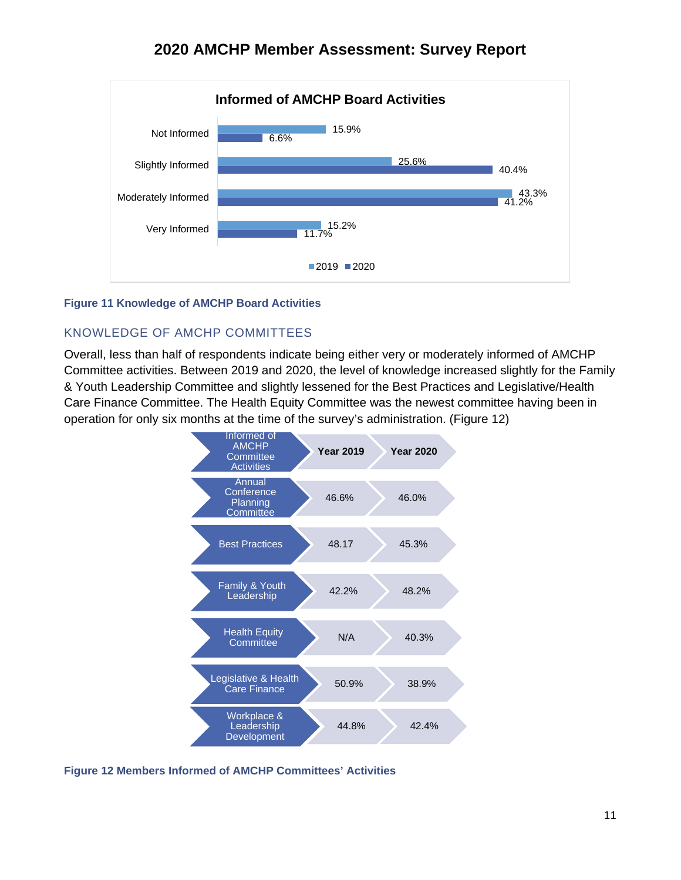# 2020 AMCHP Member Assessment: Survey Report

**Informed of AMCHP Board Activities**

| | 2019 | 2020 |
|---|---|---|
| Not Informed | 15.9% | 6.6% |
| Slightly Informed | 25.6% | 40.4% |
| Moderately Informed | 43.3% | 41.2% |
| Very Informed | 15.2% | 11.7% |

**Figure 11 Knowledge of AMCHP Board Activities**

## KNOWLEDGE OF AMCHP COMMITTEES

Overall, less than half of respondents indicate being either very or moderately informed of AMCHP Committee activities. Between 2019 and 2020, the level of knowledge increased slightly for the Family & Youth Leadership Committee and slightly lessened for the Best Practices and Legislative/Health Care Finance Committee. The Health Equity Committee was the newest committee having been in operation for only six months at the time of the survey's administration. (Figure 12)

| Informed of AMCHP Committee Activities | Year 2019 | Year 2020 |
|---|---|---|
| Annual Conference Planning Committee | 46.6% | 46.0% |
| Best Practices | 48.17 | 45.3% |
| Family & Youth Leadership | 42.2% | 48.2% |
| Health Equity Committee | N/A | 40.3% |
| Legislative & Health Care Finance | 50.9% | 38.9% |
| Workplace & Leadership Development | 44.8% | 42.4% |

**Figure 12 Members Informed of AMCHP Committees' Activities**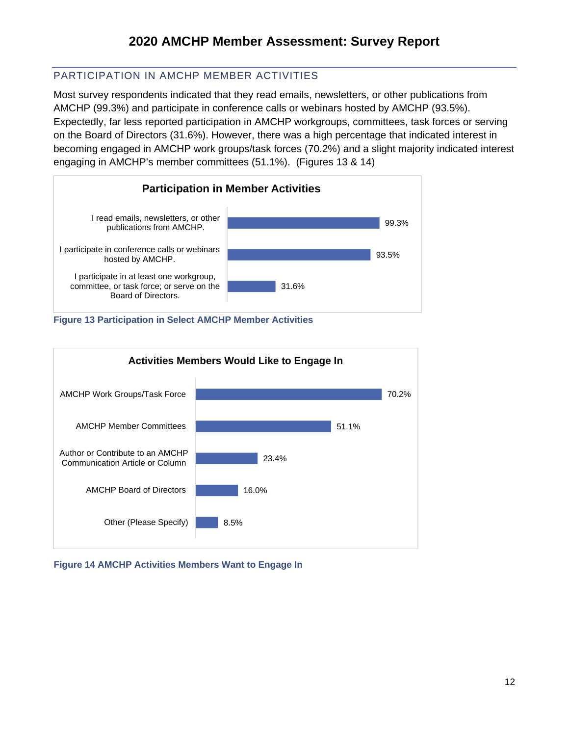## PARTICIPATION IN AMCHP MEMBER ACTIVITIES

Most survey respondents indicated that they read emails, newsletters, or other publications from AMCHP (99.3%) and participate in conference calls or webinars hosted by AMCHP (93.5%). Expectedly, far less reported participation in AMCHP workgroups, committees, task forces or serving on the Board of Directors (31.6%). However, there was a high percentage that indicated interest in becoming engaged in AMCHP work groups/task forces (70.2%) and a slight majority indicated interest engaging in AMCHP's member committees (51.1%). (Figures 13 & 14)

**Participation in Member Activities**

| Activity | Percent |
|---|---|
| I read emails, newsletters, or other publications from AMCHP. | 99.3% |
| I participate in conference calls or webinars hosted by AMCHP. | 93.5% |
| I participate in at least one workgroup, committee, or task force; or serve on the Board of Directors. | 31.6% |

**Figure 13 Participation in Select AMCHP Member Activities**

**Activities Members Would Like to Engage In**

| Activity | Percent |
|---|---|
| AMCHP Work Groups/Task Force | 70.2% |
| AMCHP Member Committees | 51.1% |
| Author or Contribute to an AMCHP Communication Article or Column | 23.4% |
| AMCHP Board of Directors | 16.0% |
| Other (Please Specify) | 8.5% |

**Figure 14 AMCHP Activities Members Want to Engage In**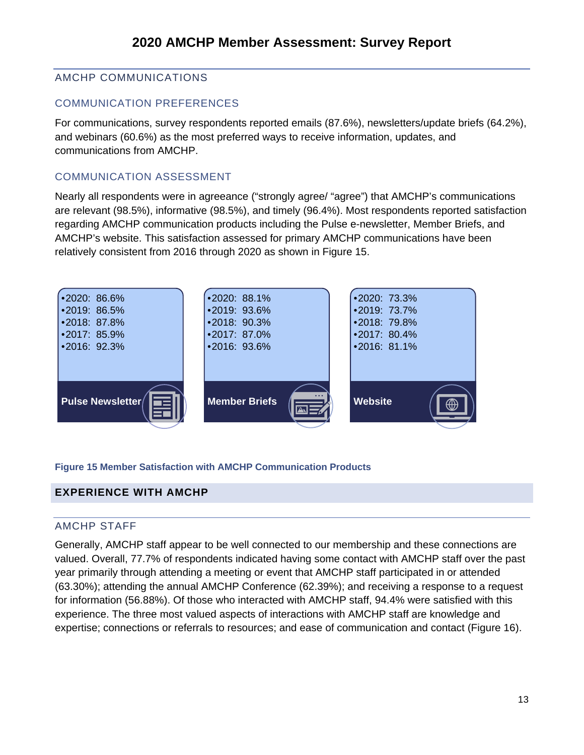## AMCHP COMMUNICATIONS

### COMMUNICATION PREFERENCES

For communications, survey respondents reported emails (87.6%), newsletters/update briefs (64.2%), and webinars (60.6%) as the most preferred ways to receive information, updates, and communications from AMCHP.

### COMMUNICATION ASSESSMENT

Nearly all respondents were in agreeance (“strongly agree/ “agree”) that AMCHP’s communications are relevant (98.5%), informative (98.5%), and timely (96.4%). Most respondents reported satisfaction regarding AMCHP communication products including the Pulse e-newsletter, Member Briefs, and AMCHP’s website. This satisfaction assessed for primary AMCHP communications have been relatively consistent from 2016 through 2020 as shown in Figure 15.

**Pulse Newsletter**

- 2020: 86.6%
- 2019: 86.5%
- 2018: 87.8%
- 2017: 85.9%
- 2016: 92.3%

**Member Briefs**

- 2020: 88.1%
- 2019: 93.6%
- 2018: 90.3%
- 2017: 87.0%
- 2016: 93.6%

**Website**

- 2020: 73.3%
- 2019: 73.7%
- 2018: 79.8%
- 2017: 80.4%
- 2016: 81.1%

**Figure 15 Member Satisfaction with AMCHP Communication Products**

## EXPERIENCE WITH AMCHP

### AMCHP STAFF

Generally, AMCHP staff appear to be well connected to our membership and these connections are valued. Overall, 77.7% of respondents indicated having some contact with AMCHP staff over the past year primarily through attending a meeting or event that AMCHP staff participated in or attended (63.30%); attending the annual AMCHP Conference (62.39%); and receiving a response to a request for information (56.88%). Of those who interacted with AMCHP staff, 94.4% were satisfied with this experience. The three most valued aspects of interactions with AMCHP staff are knowledge and expertise; connections or referrals to resources; and ease of communication and contact (Figure 16).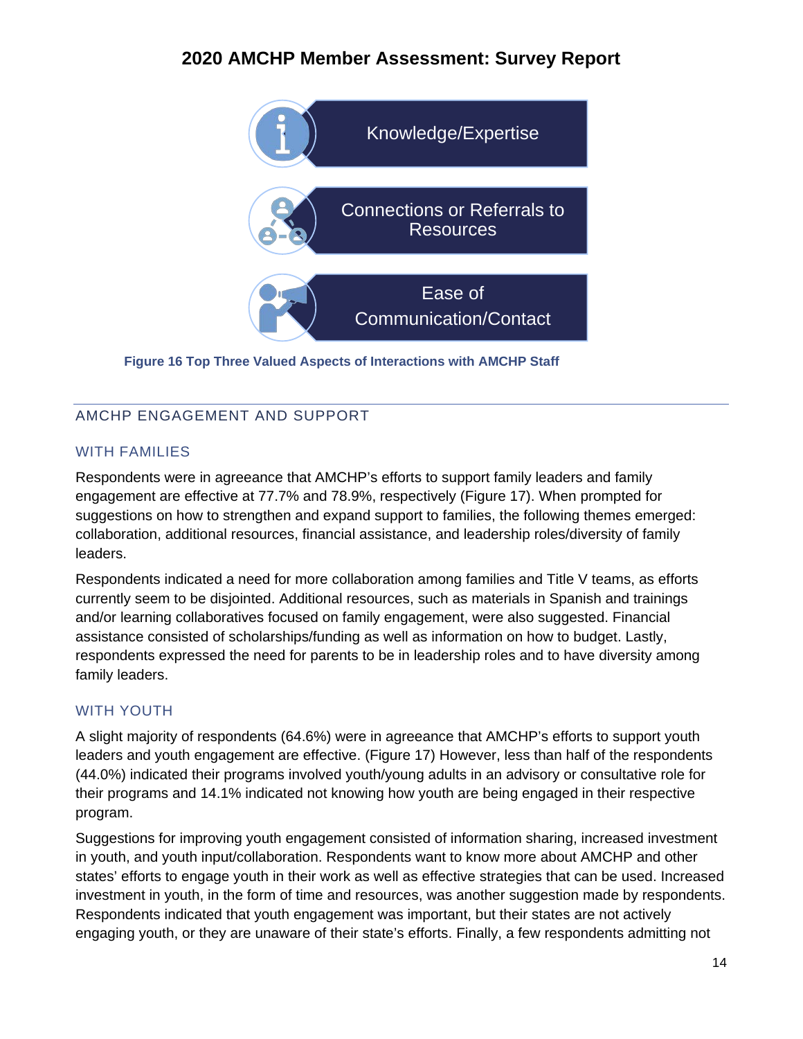Knowledge/Expertise

Connections or Referrals to Resources

Ease of Communication/Contact

**Figure 16 Top Three Valued Aspects of Interactions with AMCHP Staff**

## AMCHP ENGAGEMENT AND SUPPORT

### WITH FAMILIES

Respondents were in agreeance that AMCHP's efforts to support family leaders and family engagement are effective at 77.7% and 78.9%, respectively (Figure 17). When prompted for suggestions on how to strengthen and expand support to families, the following themes emerged: collaboration, additional resources, financial assistance, and leadership roles/diversity of family leaders.

Respondents indicated a need for more collaboration among families and Title V teams, as efforts currently seem to be disjointed. Additional resources, such as materials in Spanish and trainings and/or learning collaboratives focused on family engagement, were also suggested. Financial assistance consisted of scholarships/funding as well as information on how to budget. Lastly, respondents expressed the need for parents to be in leadership roles and to have diversity among family leaders.

### WITH YOUTH

A slight majority of respondents (64.6%) were in agreeance that AMCHP's efforts to support youth leaders and youth engagement are effective. (Figure 17) However, less than half of the respondents (44.0%) indicated their programs involved youth/young adults in an advisory or consultative role for their programs and 14.1% indicated not knowing how youth are being engaged in their respective program.

Suggestions for improving youth engagement consisted of information sharing, increased investment in youth, and youth input/collaboration. Respondents want to know more about AMCHP and other states' efforts to engage youth in their work as well as effective strategies that can be used. Increased investment in youth, in the form of time and resources, was another suggestion made by respondents. Respondents indicated that youth engagement was important, but their states are not actively engaging youth, or they are unaware of their state's efforts. Finally, a few respondents admitting not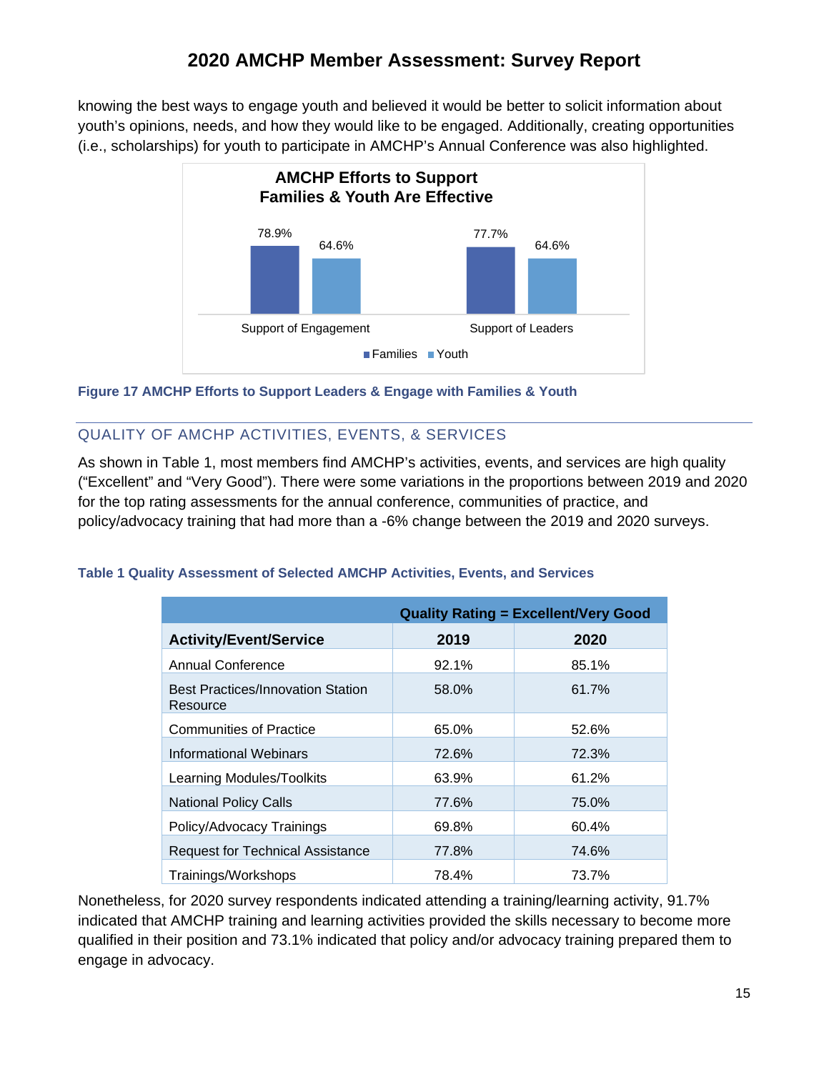knowing the best ways to engage youth and believed it would be better to solicit information about youth's opinions, needs, and how they would like to be engaged. Additionally, creating opportunities (i.e., scholarships) for youth to participate in AMCHP's Annual Conference was also highlighted.

**AMCHP Efforts to Support Families & Youth Are Effective**

| | Families | Youth |
|---|---|---|
| Support of Engagement | 78.9% | 64.6% |
| Support of Leaders | 77.7% | 64.6% |

**Figure 17 AMCHP Efforts to Support Leaders & Engage with Families & Youth**

## QUALITY OF AMCHP ACTIVITIES, EVENTS, & SERVICES

As shown in Table 1, most members find AMCHP's activities, events, and services are high quality ("Excellent" and "Very Good"). There were some variations in the proportions between 2019 and 2020 for the top rating assessments for the annual conference, communities of practice, and policy/advocacy training that had more than a -6% change between the 2019 and 2020 surveys.

**Table 1 Quality Assessment of Selected AMCHP Activities, Events, and Services**

| | Quality Rating = Excellent/Very Good | |
|---|---|---|
| **Activity/Event/Service** | **2019** | **2020** |
| Annual Conference | 92.1% | 85.1% |
| Best Practices/Innovation Station Resource | 58.0% | 61.7% |
| Communities of Practice | 65.0% | 52.6% |
| Informational Webinars | 72.6% | 72.3% |
| Learning Modules/Toolkits | 63.9% | 61.2% |
| National Policy Calls | 77.6% | 75.0% |
| Policy/Advocacy Trainings | 69.8% | 60.4% |
| Request for Technical Assistance | 77.8% | 74.6% |
| Trainings/Workshops | 78.4% | 73.7% |

Nonetheless, for 2020 survey respondents indicated attending a training/learning activity, 91.7% indicated that AMCHP training and learning activities provided the skills necessary to become more qualified in their position and 73.1% indicated that policy and/or advocacy training prepared them to engage in advocacy.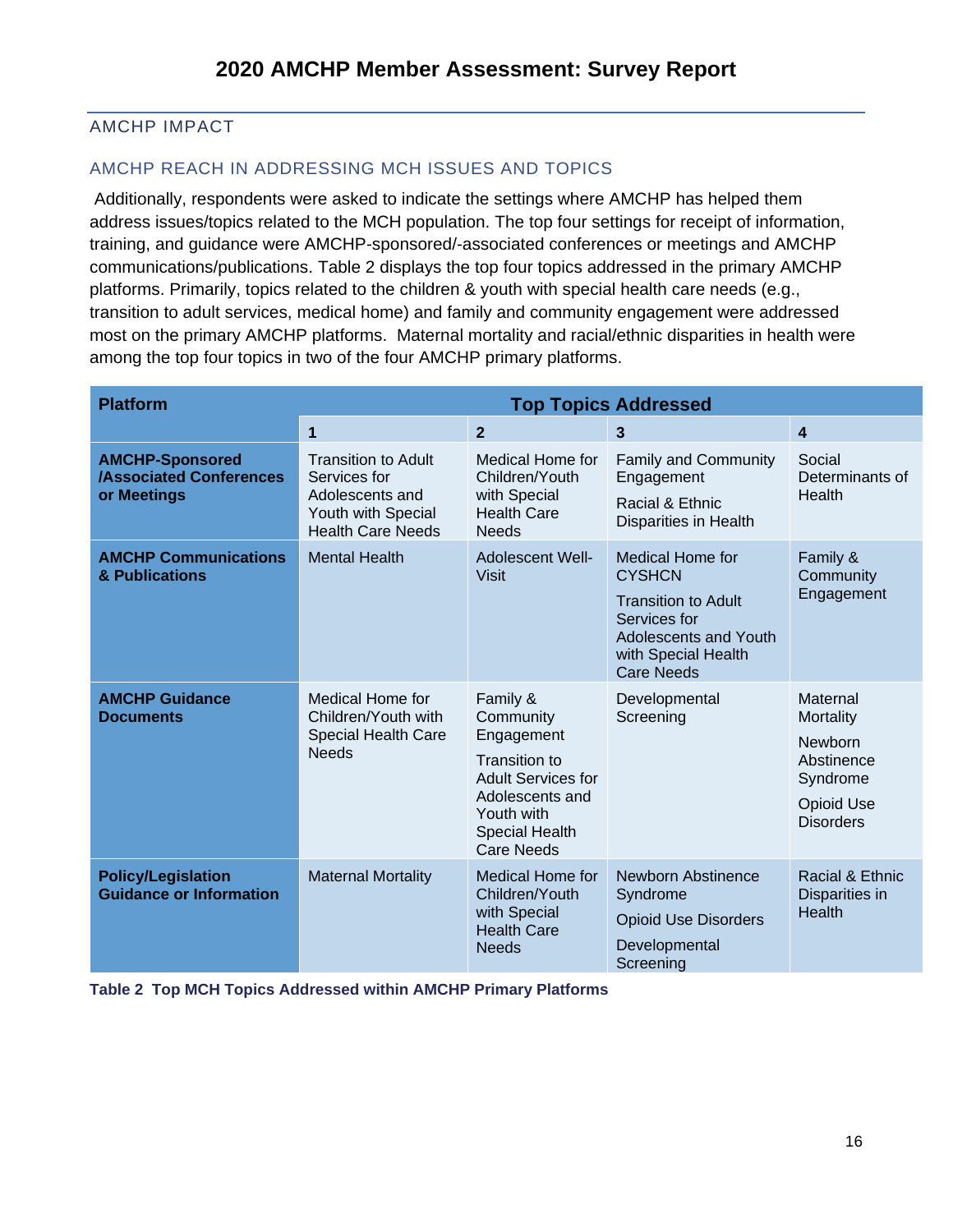## AMCHP IMPACT

### AMCHP REACH IN ADDRESSING MCH ISSUES AND TOPICS

Additionally, respondents were asked to indicate the settings where AMCHP has helped them address issues/topics related to the MCH population. The top four settings for receipt of information, training, and guidance were AMCHP-sponsored/-associated conferences or meetings and AMCHP communications/publications. Table 2 displays the top four topics addressed in the primary AMCHP platforms. Primarily, topics related to the children & youth with special health care needs (e.g., transition to adult services, medical home) and family and community engagement were addressed most on the primary AMCHP platforms. Maternal mortality and racial/ethnic disparities in health were among the top four topics in two of the four AMCHP primary platforms.

| Platform | Top Topics Addressed | | | |
|---|---|---|---|---|
| | 1 | 2 | 3 | 4 |
| **AMCHP-Sponsored /Associated Conferences or Meetings** | Transition to Adult Services for Adolescents and Youth with Special Health Care Needs | Medical Home for Children/Youth with Special Health Care Needs | Family and Community Engagement<br>Racial & Ethnic Disparities in Health | Social Determinants of Health |
| **AMCHP Communications & Publications** | Mental Health | Adolescent Well-Visit | Medical Home for CYSHCN<br>Transition to Adult Services for Adolescents and Youth with Special Health Care Needs | Family & Community Engagement |
| **AMCHP Guidance Documents** | Medical Home for Children/Youth with Special Health Care Needs | Family & Community Engagement<br>Transition to Adult Services for Adolescents and Youth with Special Health Care Needs | Developmental Screening | Maternal Mortality<br>Newborn Abstinence Syndrome<br>Opioid Use Disorders |
| **Policy/Legislation Guidance or Information** | Maternal Mortality | Medical Home for Children/Youth with Special Health Care Needs | Newborn Abstinence Syndrome<br>Opioid Use Disorders<br>Developmental Screening | Racial & Ethnic Disparities in Health |

**Table 2 Top MCH Topics Addressed within AMCHP Primary Platforms**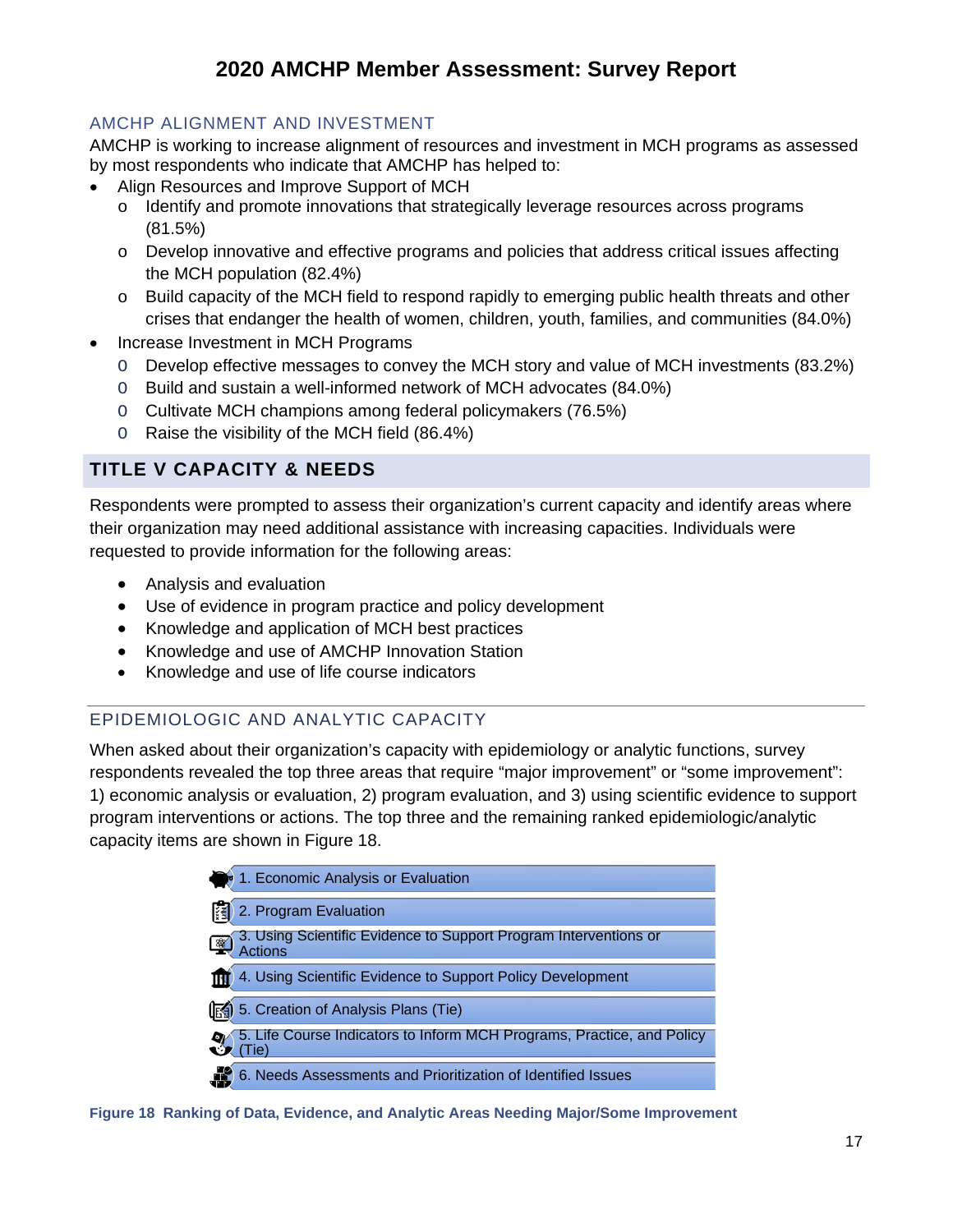## AMCHP ALIGNMENT AND INVESTMENT

AMCHP is working to increase alignment of resources and investment in MCH programs as assessed by most respondents who indicate that AMCHP has helped to:

- Align Resources and Improve Support of MCH
  - Identify and promote innovations that strategically leverage resources across programs (81.5%)
  - Develop innovative and effective programs and policies that address critical issues affecting the MCH population (82.4%)
  - Build capacity of the MCH field to respond rapidly to emerging public health threats and other crises that endanger the health of women, children, youth, families, and communities (84.0%)
- Increase Investment in MCH Programs
  - Develop effective messages to convey the MCH story and value of MCH investments (83.2%)
  - Build and sustain a well-informed network of MCH advocates (84.0%)
  - Cultivate MCH champions among federal policymakers (76.5%)
  - Raise the visibility of the MCH field (86.4%)

# TITLE V CAPACITY & NEEDS

Respondents were prompted to assess their organization's current capacity and identify areas where their organization may need additional assistance with increasing capacities. Individuals were requested to provide information for the following areas:

- Analysis and evaluation
- Use of evidence in program practice and policy development
- Knowledge and application of MCH best practices
- Knowledge and use of AMCHP Innovation Station
- Knowledge and use of life course indicators

## EPIDEMIOLOGIC AND ANALYTIC CAPACITY

When asked about their organization's capacity with epidemiology or analytic functions, survey respondents revealed the top three areas that require "major improvement" or "some improvement": 1) economic analysis or evaluation, 2) program evaluation, and 3) using scientific evidence to support program interventions or actions. The top three and the remaining ranked epidemiologic/analytic capacity items are shown in Figure 18.

1. Economic Analysis or Evaluation
2. Program Evaluation
3. Using Scientific Evidence to Support Program Interventions or Actions
4. Using Scientific Evidence to Support Policy Development
5. Creation of Analysis Plans (Tie)
5. Life Course Indicators to Inform MCH Programs, Practice, and Policy (Tie)
6. Needs Assessments and Prioritization of Identified Issues

**Figure 18 Ranking of Data, Evidence, and Analytic Areas Needing Major/Some Improvement**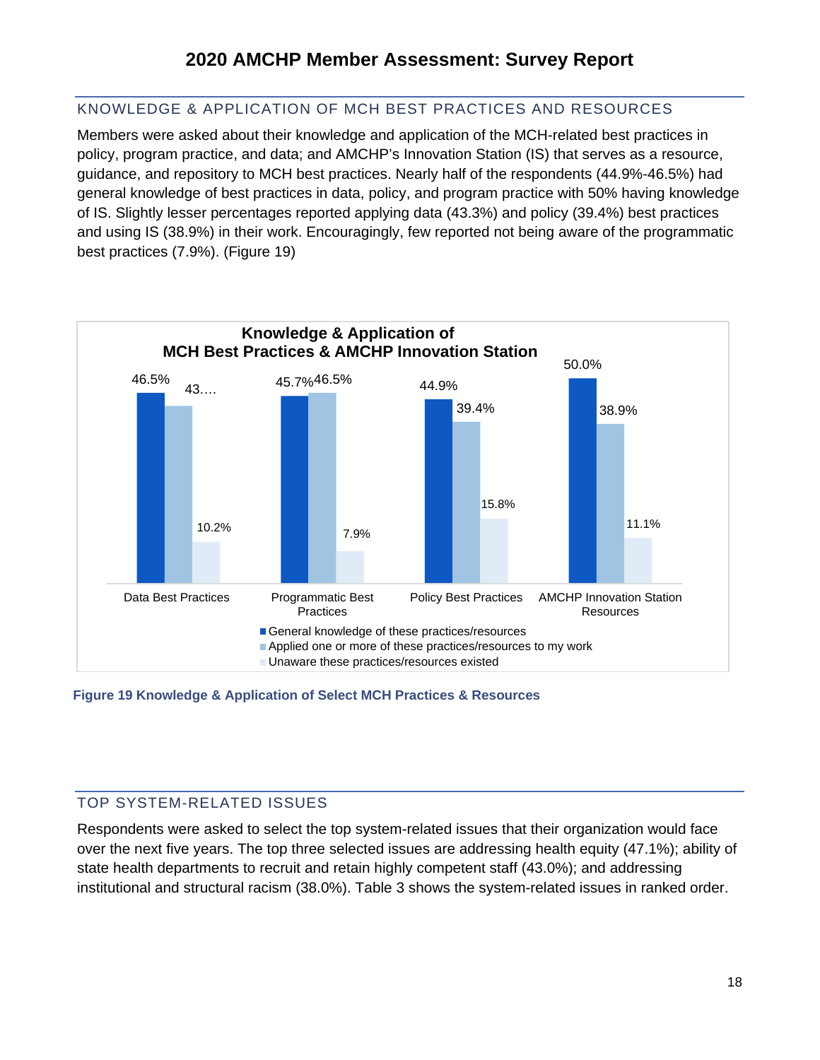## KNOWLEDGE & APPLICATION OF MCH BEST PRACTICES AND RESOURCES

Members were asked about their knowledge and application of the MCH-related best practices in policy, program practice, and data; and AMCHP's Innovation Station (IS) that serves as a resource, guidance, and repository to MCH best practices. Nearly half of the respondents (44.9%-46.5%) had general knowledge of best practices in data, policy, and program practice with 50% having knowledge of IS. Slightly lesser percentages reported applying data (43.3%) and policy (39.4%) best practices and using IS (38.9%) in their work. Encouragingly, few reported not being aware of the programmatic best practices (7.9%). (Figure 19)

**Knowledge & Application of MCH Best Practices & AMCHP Innovation Station**

| | Data Best Practices | Programmatic Best Practices | Policy Best Practices | AMCHP Innovation Station Resources |
|---|---|---|---|---|
| General knowledge of these practices/resources | 46.5% | 45.7% | 44.9% | 50.0% |
| Applied one or more of these practices/resources to my work | 43.… | 46.5% | 39.4% | 38.9% |
| Unaware these practices/resources existed | 10.2% | 7.9% | 15.8% | 11.1% |

**Figure 19 Knowledge & Application of Select MCH Practices & Resources**

## TOP SYSTEM-RELATED ISSUES

Respondents were asked to select the top system-related issues that their organization would face over the next five years. The top three selected issues are addressing health equity (47.1%); ability of state health departments to recruit and retain highly competent staff (43.0%); and addressing institutional and structural racism (38.0%). Table 3 shows the system-related issues in ranked order.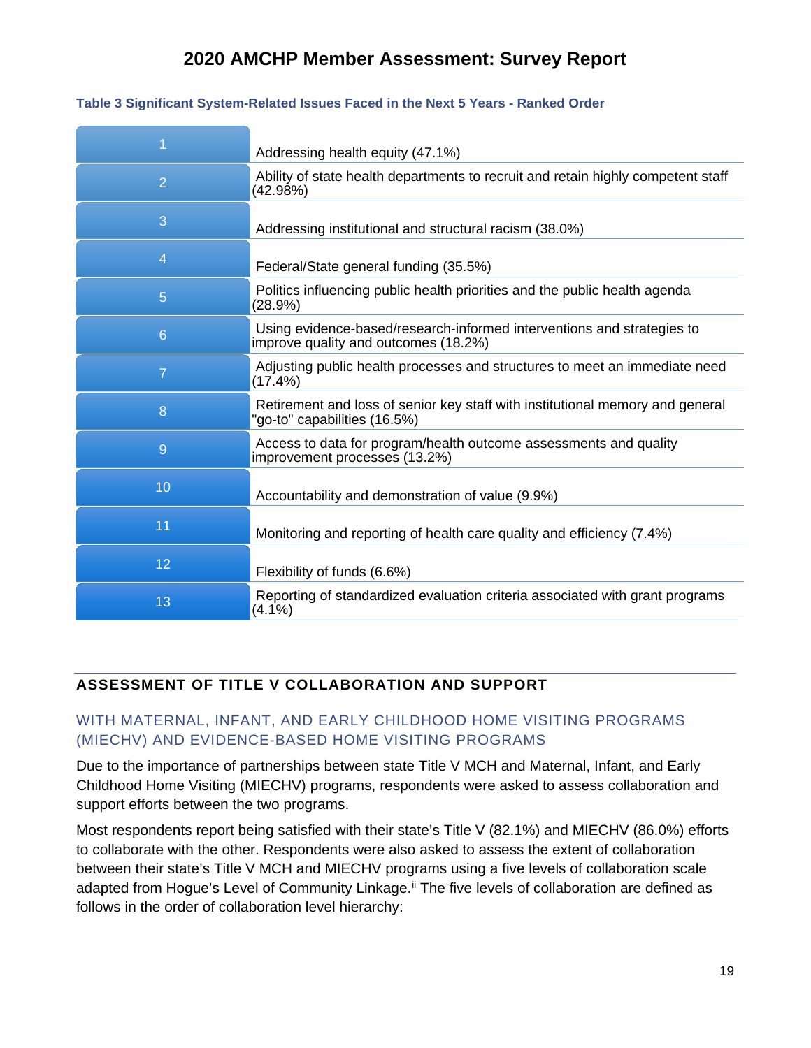**Table 3 Significant System-Related Issues Faced in the Next 5 Years - Ranked Order**

| Rank | Issue |
|---|---|
| 1 | Addressing health equity (47.1%) |
| 2 | Ability of state health departments to recruit and retain highly competent staff (42.98%) |
| 3 | Addressing institutional and structural racism (38.0%) |
| 4 | Federal/State general funding (35.5%) |
| 5 | Politics influencing public health priorities and the public health agenda (28.9%) |
| 6 | Using evidence-based/research-informed interventions and strategies to improve quality and outcomes (18.2%) |
| 7 | Adjusting public health processes and structures to meet an immediate need (17.4%) |
| 8 | Retirement and loss of senior key staff with institutional memory and general "go-to" capabilities (16.5%) |
| 9 | Access to data for program/health outcome assessments and quality improvement processes (13.2%) |
| 10 | Accountability and demonstration of value (9.9%) |
| 11 | Monitoring and reporting of health care quality and efficiency (7.4%) |
| 12 | Flexibility of funds (6.6%) |
| 13 | Reporting of standardized evaluation criteria associated with grant programs (4.1%) |

## ASSESSMENT OF TITLE V COLLABORATION AND SUPPORT

### WITH MATERNAL, INFANT, AND EARLY CHILDHOOD HOME VISITING PROGRAMS (MIECHV) AND EVIDENCE-BASED HOME VISITING PROGRAMS

Due to the importance of partnerships between state Title V MCH and Maternal, Infant, and Early Childhood Home Visiting (MIECHV) programs, respondents were asked to assess collaboration and support efforts between the two programs.

Most respondents report being satisfied with their state's Title V (82.1%) and MIECHV (86.0%) efforts to collaborate with the other. Respondents were also asked to assess the extent of collaboration between their state's Title V MCH and MIECHV programs using a five levels of collaboration scale adapted from Hogue's Level of Community Linkage.[ii] The five levels of collaboration are defined as follows in the order of collaboration level hierarchy: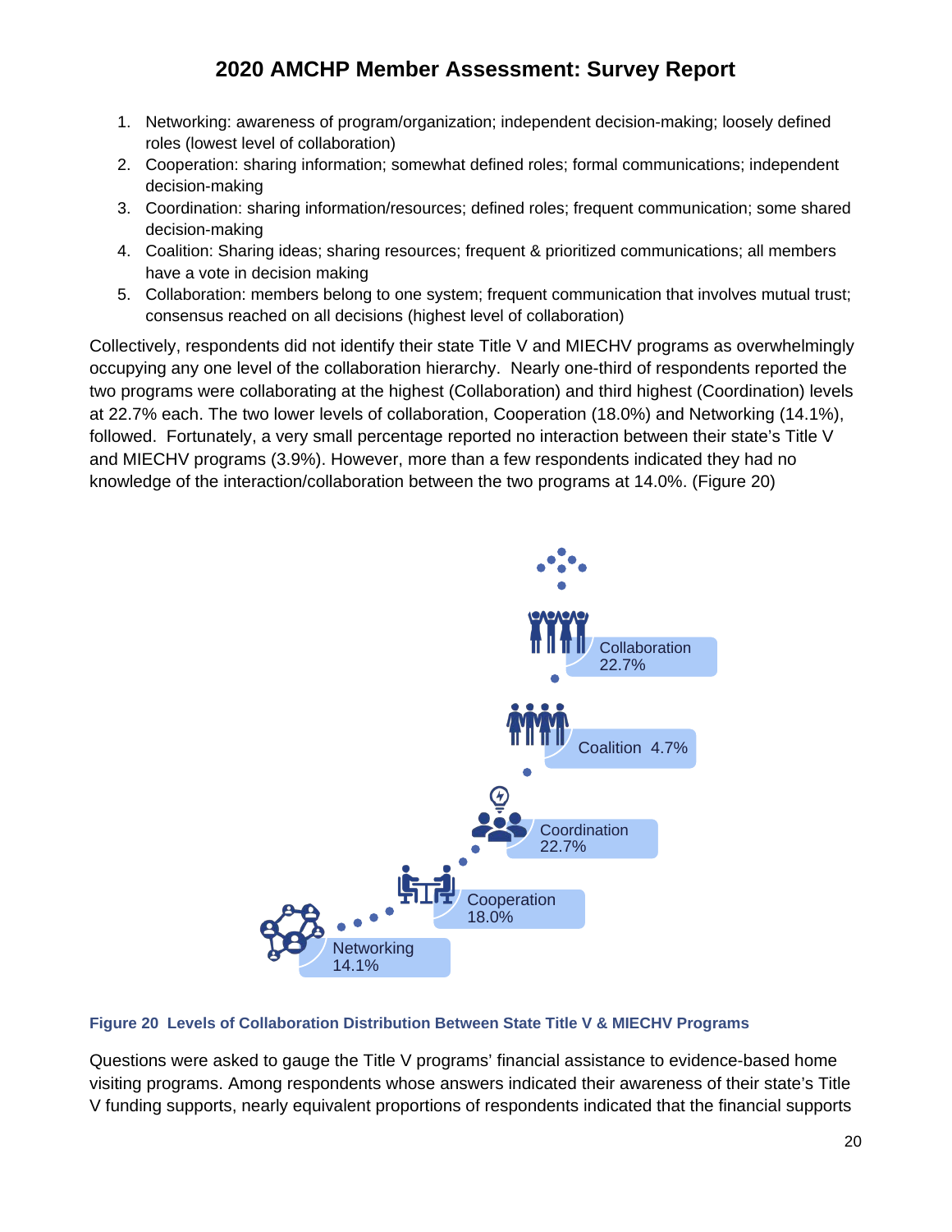1. Networking: awareness of program/organization; independent decision-making; loosely defined roles (lowest level of collaboration)
2. Cooperation: sharing information; somewhat defined roles; formal communications; independent decision-making
3. Coordination: sharing information/resources; defined roles; frequent communication; some shared decision-making
4. Coalition: Sharing ideas; sharing resources; frequent & prioritized communications; all members have a vote in decision making
5. Collaboration: members belong to one system; frequent communication that involves mutual trust; consensus reached on all decisions (highest level of collaboration)

Collectively, respondents did not identify their state Title V and MIECHV programs as overwhelmingly occupying any one level of the collaboration hierarchy. Nearly one-third of respondents reported the two programs were collaborating at the highest (Collaboration) and third highest (Coordination) levels at 22.7% each. The two lower levels of collaboration, Cooperation (18.0%) and Networking (14.1%), followed. Fortunately, a very small percentage reported no interaction between their state's Title V and MIECHV programs (3.9%). However, more than a few respondents indicated they had no knowledge of the interaction/collaboration between the two programs at 14.0%. (Figure 20)

Collaboration 22.7%

Coalition 4.7%

Coordination 22.7%

Cooperation 18.0%

Networking 14.1%

**Figure 20 Levels of Collaboration Distribution Between State Title V & MIECHV Programs**

Questions were asked to gauge the Title V programs' financial assistance to evidence-based home visiting programs. Among respondents whose answers indicated their awareness of their state's Title V funding supports, nearly equivalent proportions of respondents indicated that the financial supports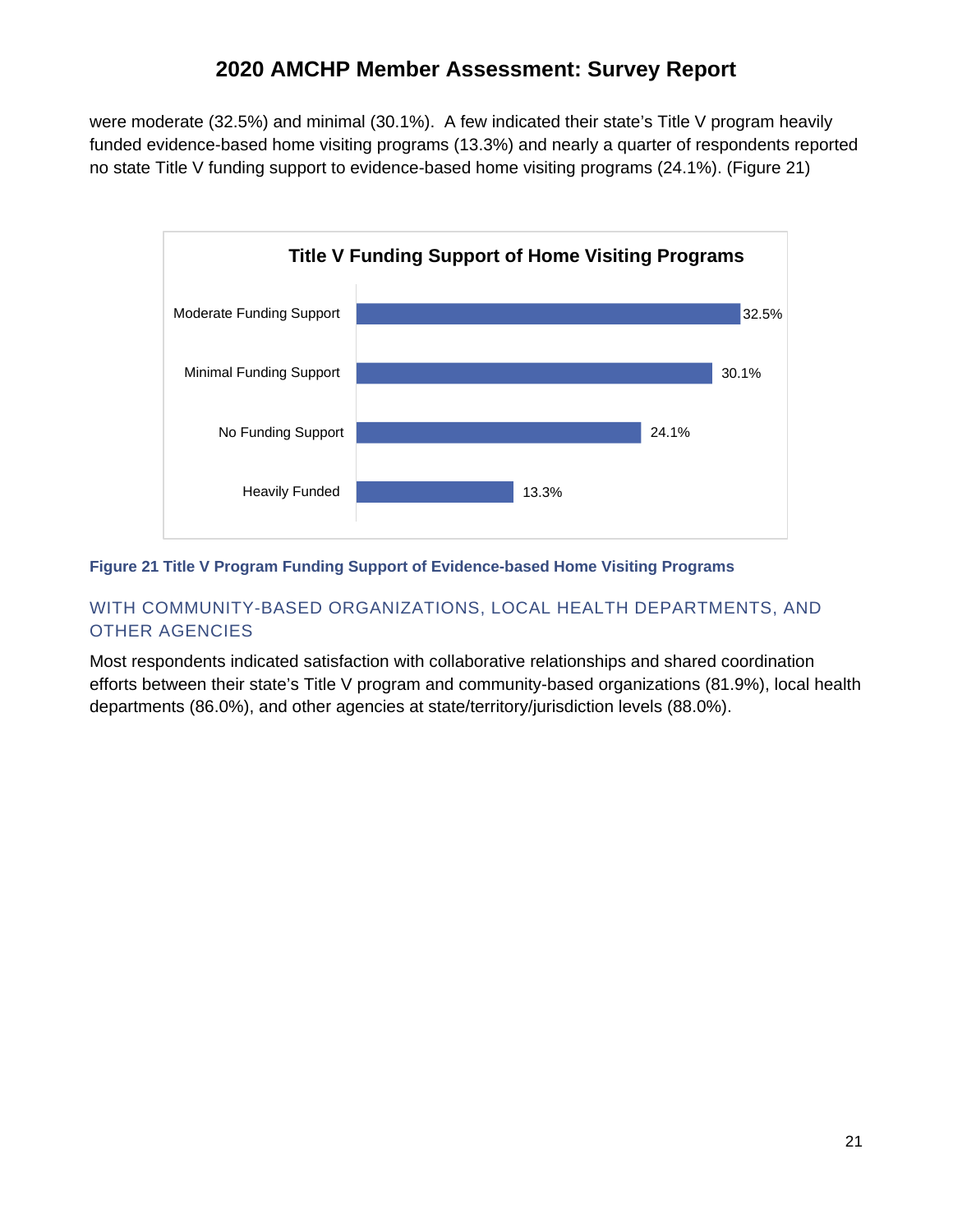were moderate (32.5%) and minimal (30.1%). A few indicated their state's Title V program heavily funded evidence-based home visiting programs (13.3%) and nearly a quarter of respondents reported no state Title V funding support to evidence-based home visiting programs (24.1%). (Figure 21)

**Title V Funding Support of Home Visiting Programs**

| Category | Percentage |
| --- | --- |
| Moderate Funding Support | 32.5% |
| Minimal Funding Support | 30.1% |
| No Funding Support | 24.1% |
| Heavily Funded | 13.3% |

**Figure 21 Title V Program Funding Support of Evidence-based Home Visiting Programs**

### WITH COMMUNITY-BASED ORGANIZATIONS, LOCAL HEALTH DEPARTMENTS, AND OTHER AGENCIES

Most respondents indicated satisfaction with collaborative relationships and shared coordination efforts between their state's Title V program and community-based organizations (81.9%), local health departments (86.0%), and other agencies at state/territory/jurisdiction levels (88.0%).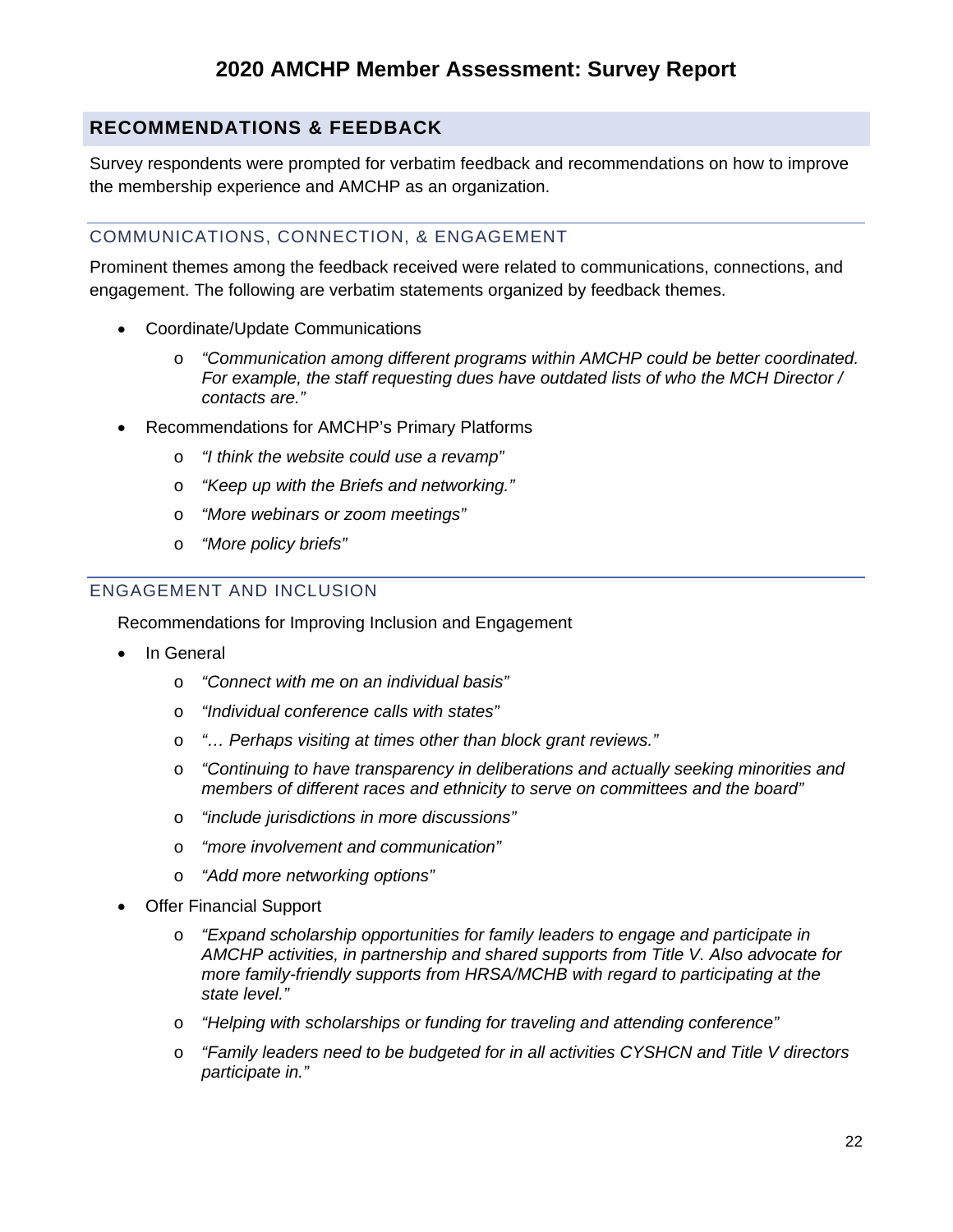## RECOMMENDATIONS & FEEDBACK

Survey respondents were prompted for verbatim feedback and recommendations on how to improve the membership experience and AMCHP as an organization.

### COMMUNICATIONS, CONNECTION, & ENGAGEMENT

Prominent themes among the feedback received were related to communications, connections, and engagement. The following are verbatim statements organized by feedback themes.

- Coordinate/Update Communications
  - *"Communication among different programs within AMCHP could be better coordinated. For example, the staff requesting dues have outdated lists of who the MCH Director / contacts are."*
- Recommendations for AMCHP's Primary Platforms
  - *"I think the website could use a revamp"*
  - *"Keep up with the Briefs and networking."*
  - *"More webinars or zoom meetings"*
  - *"More policy briefs"*

### ENGAGEMENT AND INCLUSION

Recommendations for Improving Inclusion and Engagement

- In General
  - *"Connect with me on an individual basis"*
  - *"Individual conference calls with states"*
  - *"… Perhaps visiting at times other than block grant reviews."*
  - *"Continuing to have transparency in deliberations and actually seeking minorities and members of different races and ethnicity to serve on committees and the board"*
  - *"include jurisdictions in more discussions"*
  - *"more involvement and communication"*
  - *"Add more networking options"*
- Offer Financial Support
  - *"Expand scholarship opportunities for family leaders to engage and participate in AMCHP activities, in partnership and shared supports from Title V. Also advocate for more family-friendly supports from HRSA/MCHB with regard to participating at the state level."*
  - *"Helping with scholarships or funding for traveling and attending conference"*
  - *"Family leaders need to be budgeted for in all activities CYSHCN and Title V directors participate in."*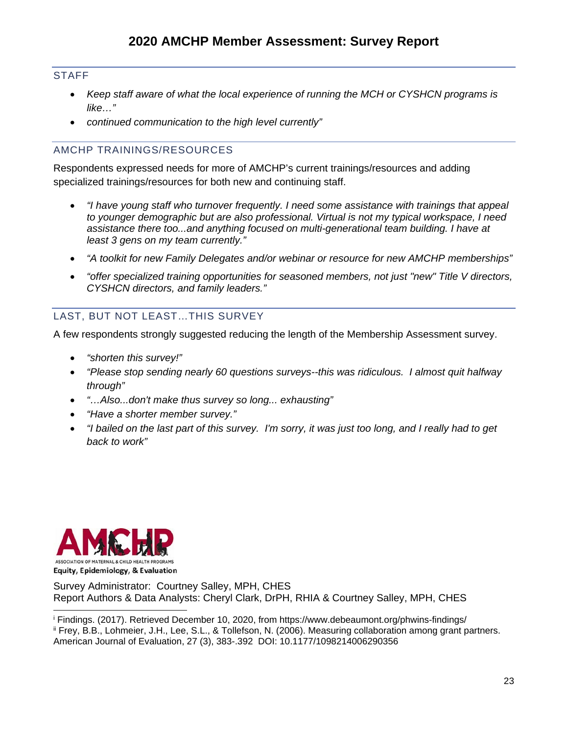## STAFF

- *Keep staff aware of what the local experience of running the MCH or CYSHCN programs is like…"*
- *continued communication to the high level currently"*

## AMCHP TRAININGS/RESOURCES

Respondents expressed needs for more of AMCHP's current trainings/resources and adding specialized trainings/resources for both new and continuing staff.

- *"I have young staff who turnover frequently. I need some assistance with trainings that appeal to younger demographic but are also professional. Virtual is not my typical workspace, I need assistance there too...and anything focused on multi-generational team building. I have at least 3 gens on my team currently."*
- *"A toolkit for new Family Delegates and/or webinar or resource for new AMCHP memberships"*
- *"offer specialized training opportunities for seasoned members, not just "new" Title V directors, CYSHCN directors, and family leaders."*

## LAST, BUT NOT LEAST…THIS SURVEY

A few respondents strongly suggested reducing the length of the Membership Assessment survey.

- *"shorten this survey!"*
- *"Please stop sending nearly 60 questions surveys--this was ridiculous. I almost quit halfway through"*
- *"…Also...don't make thus survey so long... exhausting"*
- *"Have a shorter member survey."*
- *"I bailed on the last part of this survey. I'm sorry, it was just too long, and I really had to get back to work"*

AMCHP
ASSOCIATION OF MATERNAL & CHILD HEALTH PROGRAMS
**Equity, Epidemiology, & Evaluation**

Survey Administrator: Courtney Salley, MPH, CHES
Report Authors & Data Analysts: Cheryl Clark, DrPH, RHIA & Courtney Salley, MPH, CHES

---

[i] Findings. (2017). Retrieved December 10, 2020, from https://www.debeaumont.org/phwins-findings/
[ii] Frey, B.B., Lohmeier, J.H., Lee, S.L., & Tollefson, N. (2006). Measuring collaboration among grant partners. American Journal of Evaluation, 27 (3), 383-.392 DOI: 10.1177/1098214006290356